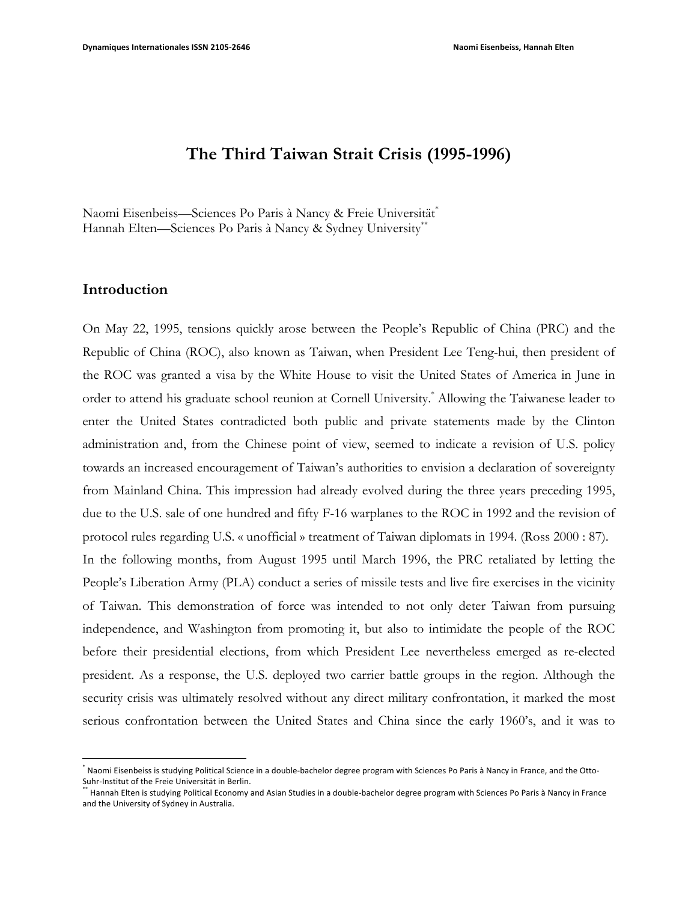# The Third Taiwan Strait Crisis (1995-1996)

Naomi Eisenbeiss—Sciences Po Paris à Nancy & Freie Universität[*]
Hannah Elten—Sciences Po Paris à Nancy & Sydney University[**]

## Introduction

On May 22, 1995, tensions quickly arose between the People's Republic of China (PRC) and the Republic of China (ROC), also known as Taiwan, when President Lee Teng-hui, then president of the ROC was granted a visa by the White House to visit the United States of America in June in order to attend his graduate school reunion at Cornell University.[*] Allowing the Taiwanese leader to enter the United States contradicted both public and private statements made by the Clinton administration and, from the Chinese point of view, seemed to indicate a revision of U.S. policy towards an increased encouragement of Taiwan's authorities to envision a declaration of sovereignty from Mainland China. This impression had already evolved during the three years preceding 1995, due to the U.S. sale of one hundred and fifty F-16 warplanes to the ROC in 1992 and the revision of protocol rules regarding U.S. « unofficial » treatment of Taiwan diplomats in 1994. (Ross 2000 : 87).

In the following months, from August 1995 until March 1996, the PRC retaliated by letting the People's Liberation Army (PLA) conduct a series of missile tests and live fire exercises in the vicinity of Taiwan. This demonstration of force was intended to not only deter Taiwan from pursuing independence, and Washington from promoting it, but also to intimidate the people of the ROC before their presidential elections, from which President Lee nevertheless emerged as re-elected president. As a response, the U.S. deployed two carrier battle groups in the region. Although the security crisis was ultimately resolved without any direct military confrontation, it marked the most serious confrontation between the United States and China since the early 1960's, and it was to

[*] Naomi Eisenbeiss is studying Political Science in a double-bachelor degree program with Sciences Po Paris à Nancy in France, and the Otto-Suhr-Institut of the Freie Universität in Berlin.

[**] Hannah Elten is studying Political Economy and Asian Studies in a double-bachelor degree program with Sciences Po Paris à Nancy in France and the University of Sydney in Australia.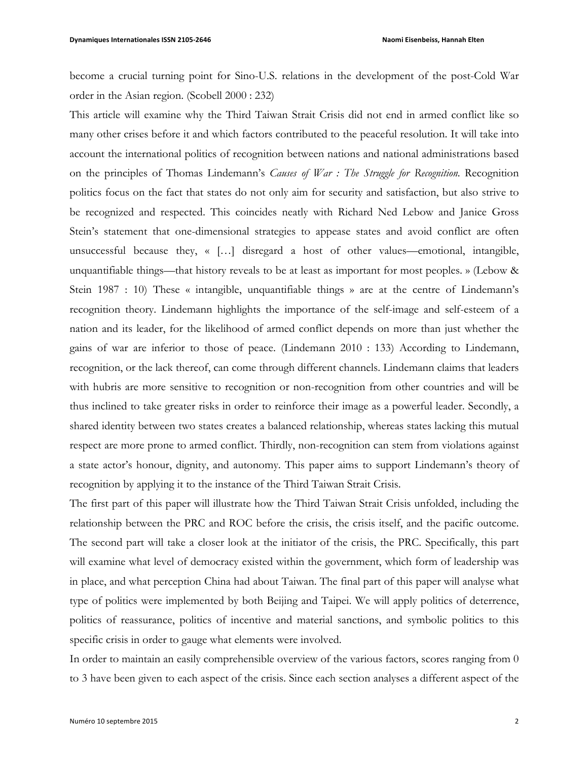become a crucial turning point for Sino-U.S. relations in the development of the post-Cold War order in the Asian region. (Scobell 2000 : 232)

This article will examine why the Third Taiwan Strait Crisis did not end in armed conflict like so many other crises before it and which factors contributed to the peaceful resolution. It will take into account the international politics of recognition between nations and national administrations based on the principles of Thomas Lindemann's *Causes of War : The Struggle for Recognition*. Recognition politics focus on the fact that states do not only aim for security and satisfaction, but also strive to be recognized and respected. This coincides neatly with Richard Ned Lebow and Janice Gross Stein's statement that one-dimensional strategies to appease states and avoid conflict are often unsuccessful because they, « […] disregard a host of other values—emotional, intangible, unquantifiable things—that history reveals to be at least as important for most peoples. » (Lebow & Stein 1987 : 10) These « intangible, unquantifiable things » are at the centre of Lindemann's recognition theory. Lindemann highlights the importance of the self-image and self-esteem of a nation and its leader, for the likelihood of armed conflict depends on more than just whether the gains of war are inferior to those of peace. (Lindemann 2010 : 133) According to Lindemann, recognition, or the lack thereof, can come through different channels. Lindemann claims that leaders with hubris are more sensitive to recognition or non-recognition from other countries and will be thus inclined to take greater risks in order to reinforce their image as a powerful leader. Secondly, a shared identity between two states creates a balanced relationship, whereas states lacking this mutual respect are more prone to armed conflict. Thirdly, non-recognition can stem from violations against a state actor's honour, dignity, and autonomy. This paper aims to support Lindemann's theory of recognition by applying it to the instance of the Third Taiwan Strait Crisis.

The first part of this paper will illustrate how the Third Taiwan Strait Crisis unfolded, including the relationship between the PRC and ROC before the crisis, the crisis itself, and the pacific outcome. The second part will take a closer look at the initiator of the crisis, the PRC. Specifically, this part will examine what level of democracy existed within the government, which form of leadership was in place, and what perception China had about Taiwan. The final part of this paper will analyse what type of politics were implemented by both Beijing and Taipei. We will apply politics of deterrence, politics of reassurance, politics of incentive and material sanctions, and symbolic politics to this specific crisis in order to gauge what elements were involved.

In order to maintain an easily comprehensible overview of the various factors, scores ranging from 0 to 3 have been given to each aspect of the crisis. Since each section analyses a different aspect of the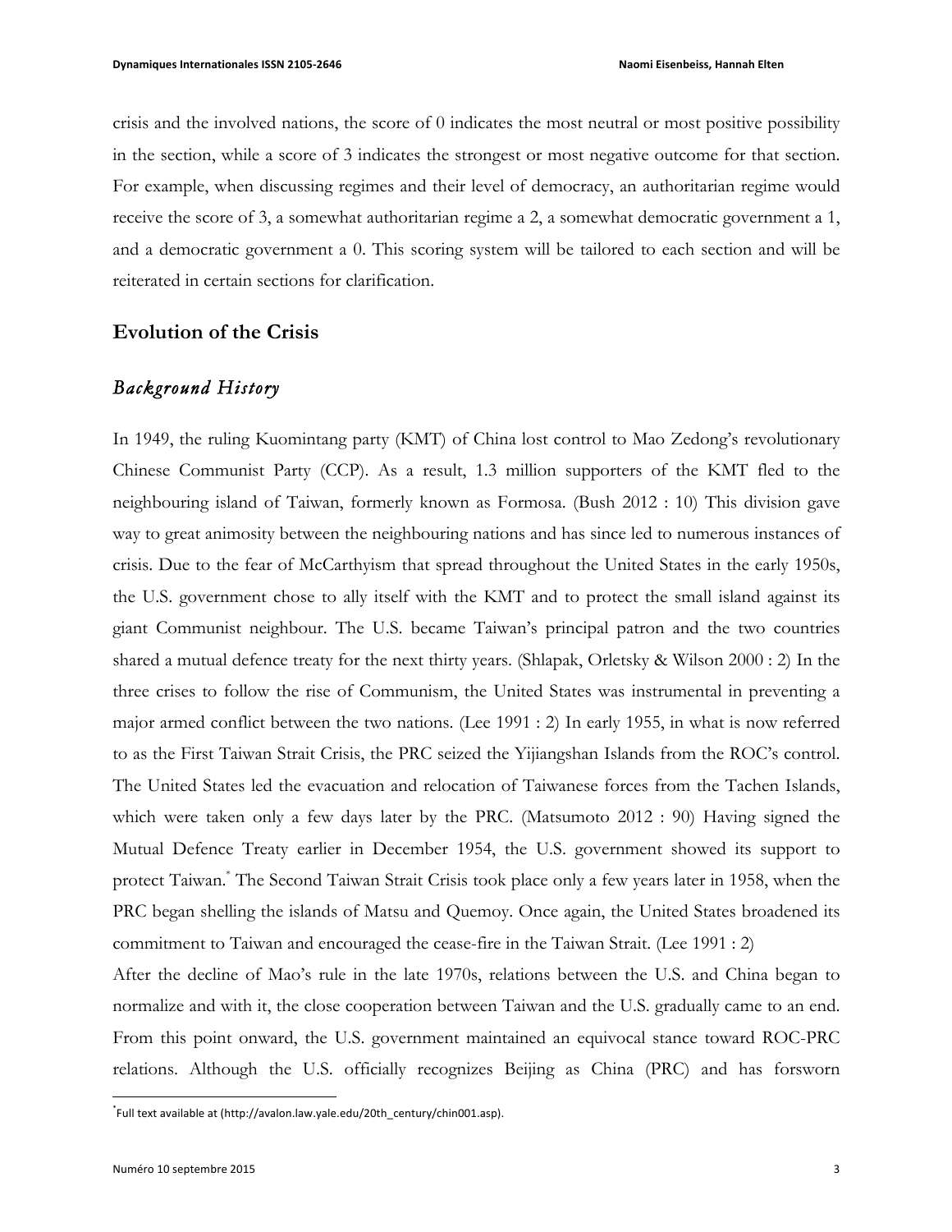crisis and the involved nations, the score of 0 indicates the most neutral or most positive possibility in the section, while a score of 3 indicates the strongest or most negative outcome for that section. For example, when discussing regimes and their level of democracy, an authoritarian regime would receive the score of 3, a somewhat authoritarian regime a 2, a somewhat democratic government a 1, and a democratic government a 0. This scoring system will be tailored to each section and will be reiterated in certain sections for clarification.

## Evolution of the Crisis

### *Background History*

In 1949, the ruling Kuomintang party (KMT) of China lost control to Mao Zedong's revolutionary Chinese Communist Party (CCP). As a result, 1.3 million supporters of the KMT fled to the neighbouring island of Taiwan, formerly known as Formosa. (Bush 2012 : 10) This division gave way to great animosity between the neighbouring nations and has since led to numerous instances of crisis. Due to the fear of McCarthyism that spread throughout the United States in the early 1950s, the U.S. government chose to ally itself with the KMT and to protect the small island against its giant Communist neighbour. The U.S. became Taiwan's principal patron and the two countries shared a mutual defence treaty for the next thirty years. (Shlapak, Orletsky & Wilson 2000 : 2) In the three crises to follow the rise of Communism, the United States was instrumental in preventing a major armed conflict between the two nations. (Lee 1991 : 2) In early 1955, in what is now referred to as the First Taiwan Strait Crisis, the PRC seized the Yijiangshan Islands from the ROC's control. The United States led the evacuation and relocation of Taiwanese forces from the Tachen Islands, which were taken only a few days later by the PRC. (Matsumoto 2012 : 90) Having signed the Mutual Defence Treaty earlier in December 1954, the U.S. government showed its support to protect Taiwan.[*] The Second Taiwan Strait Crisis took place only a few years later in 1958, when the PRC began shelling the islands of Matsu and Quemoy. Once again, the United States broadened its commitment to Taiwan and encouraged the cease-fire in the Taiwan Strait. (Lee 1991 : 2)

After the decline of Mao's rule in the late 1970s, relations between the U.S. and China began to normalize and with it, the close cooperation between Taiwan and the U.S. gradually came to an end. From this point onward, the U.S. government maintained an equivocal stance toward ROC-PRC relations. Although the U.S. officially recognizes Beijing as China (PRC) and has forsworn

[*] Full text available at (http://avalon.law.yale.edu/20th_century/chin001.asp).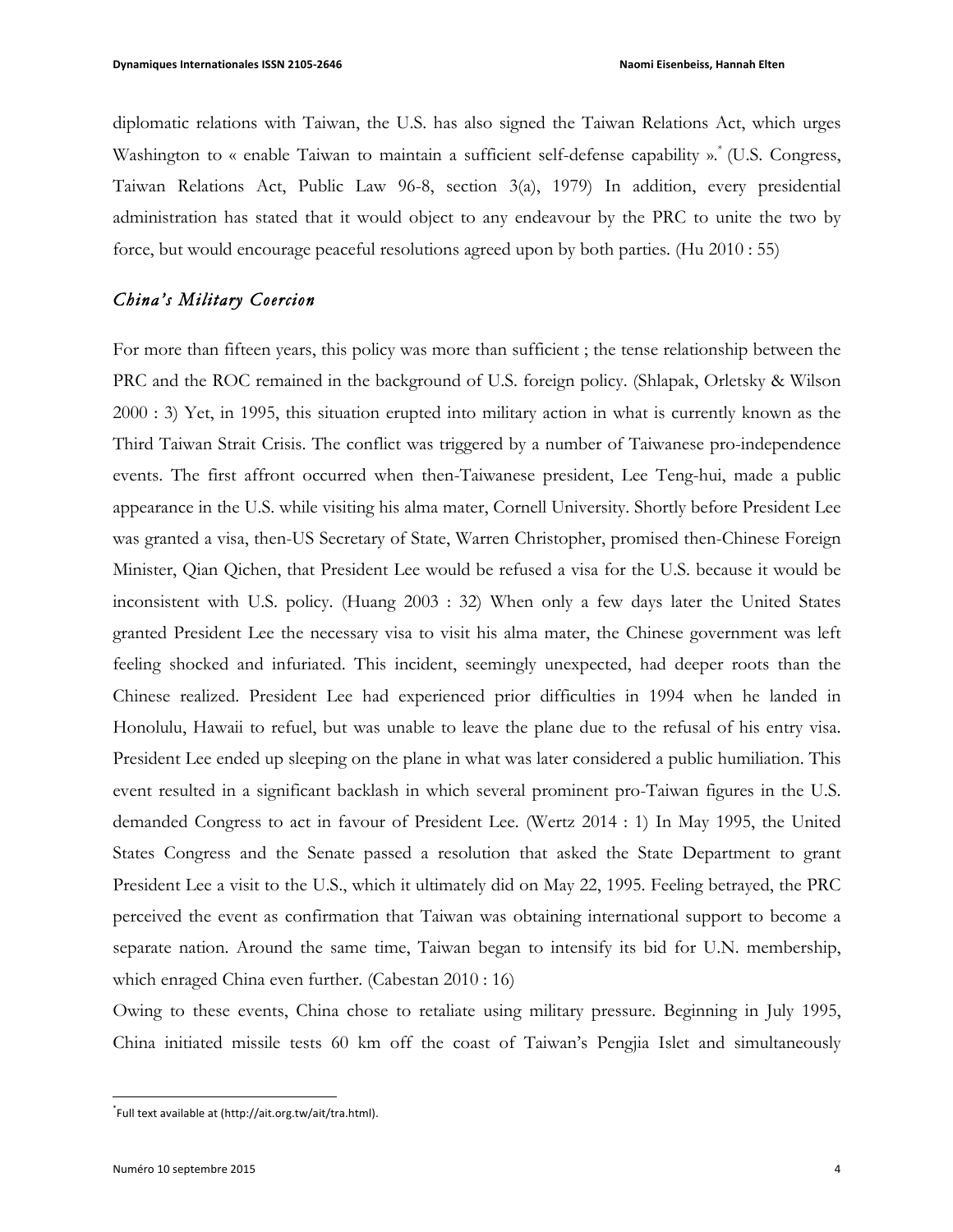diplomatic relations with Taiwan, the U.S. has also signed the Taiwan Relations Act, which urges Washington to « enable Taiwan to maintain a sufficient self-defense capability ».[*] (U.S. Congress, Taiwan Relations Act, Public Law 96-8, section 3(a), 1979) In addition, every presidential administration has stated that it would object to any endeavour by the PRC to unite the two by force, but would encourage peaceful resolutions agreed upon by both parties. (Hu 2010 : 55)

### *China's Military Coercion*

For more than fifteen years, this policy was more than sufficient ; the tense relationship between the PRC and the ROC remained in the background of U.S. foreign policy. (Shlapak, Orletsky & Wilson 2000 : 3) Yet, in 1995, this situation erupted into military action in what is currently known as the Third Taiwan Strait Crisis. The conflict was triggered by a number of Taiwanese pro-independence events. The first affront occurred when then-Taiwanese president, Lee Teng-hui, made a public appearance in the U.S. while visiting his alma mater, Cornell University. Shortly before President Lee was granted a visa, then-US Secretary of State, Warren Christopher, promised then-Chinese Foreign Minister, Qian Qichen, that President Lee would be refused a visa for the U.S. because it would be inconsistent with U.S. policy. (Huang 2003 : 32) When only a few days later the United States granted President Lee the necessary visa to visit his alma mater, the Chinese government was left feeling shocked and infuriated. This incident, seemingly unexpected, had deeper roots than the Chinese realized. President Lee had experienced prior difficulties in 1994 when he landed in Honolulu, Hawaii to refuel, but was unable to leave the plane due to the refusal of his entry visa. President Lee ended up sleeping on the plane in what was later considered a public humiliation. This event resulted in a significant backlash in which several prominent pro-Taiwan figures in the U.S. demanded Congress to act in favour of President Lee. (Wertz 2014 : 1) In May 1995, the United States Congress and the Senate passed a resolution that asked the State Department to grant President Lee a visit to the U.S., which it ultimately did on May 22, 1995. Feeling betrayed, the PRC perceived the event as confirmation that Taiwan was obtaining international support to become a separate nation. Around the same time, Taiwan began to intensify its bid for U.N. membership, which enraged China even further. (Cabestan 2010 : 16)

Owing to these events, China chose to retaliate using military pressure. Beginning in July 1995, China initiated missile tests 60 km off the coast of Taiwan's Pengjia Islet and simultaneously

[*] Full text available at (http://ait.org.tw/ait/tra.html).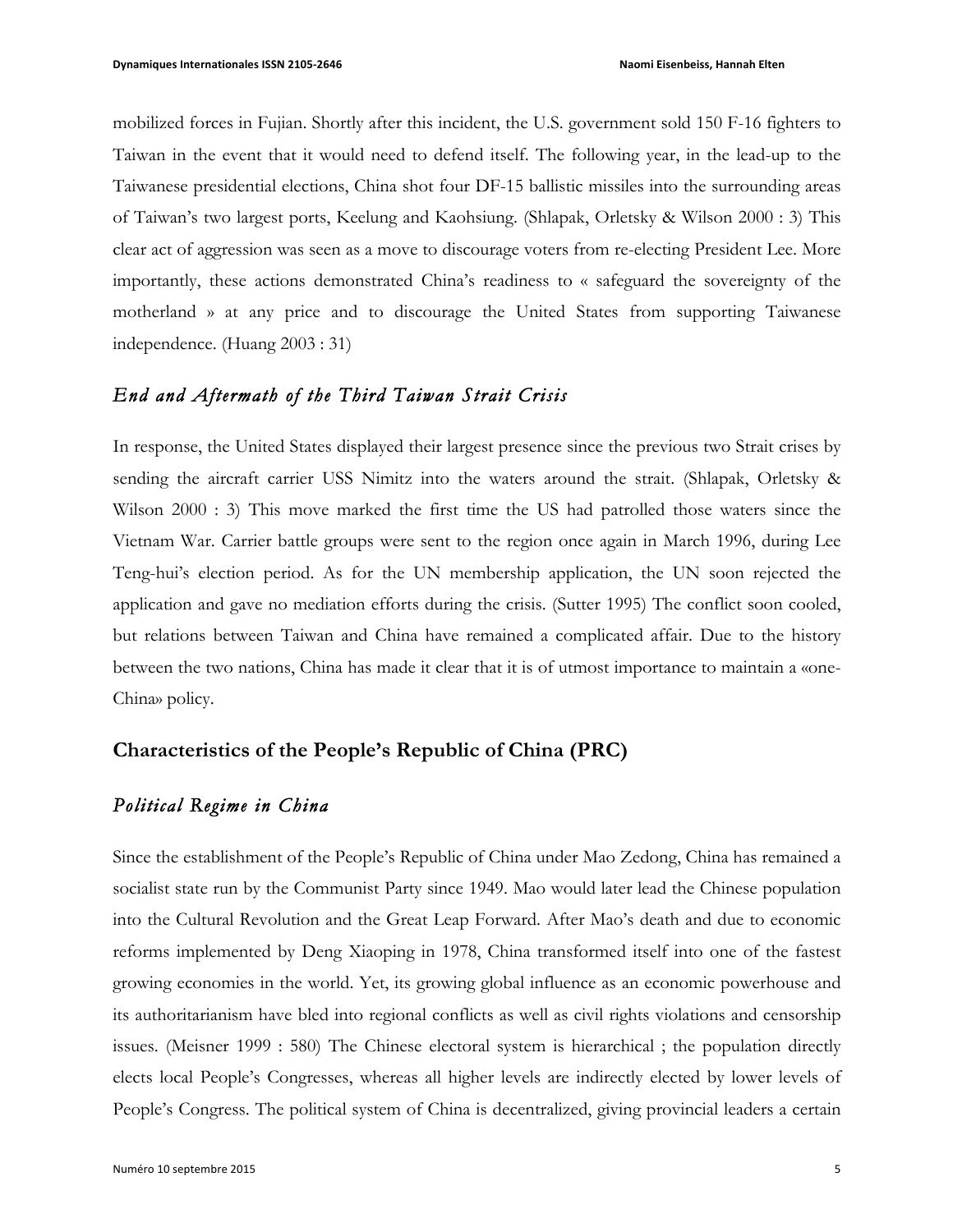mobilized forces in Fujian. Shortly after this incident, the U.S. government sold 150 F-16 fighters to Taiwan in the event that it would need to defend itself. The following year, in the lead-up to the Taiwanese presidential elections, China shot four DF-15 ballistic missiles into the surrounding areas of Taiwan's two largest ports, Keelung and Kaohsiung. (Shlapak, Orletsky & Wilson 2000 : 3) This clear act of aggression was seen as a move to discourage voters from re-electing President Lee. More importantly, these actions demonstrated China's readiness to « safeguard the sovereignty of the motherland » at any price and to discourage the United States from supporting Taiwanese independence. (Huang 2003 : 31)

### *End and Aftermath of the Third Taiwan Strait Crisis*

In response, the United States displayed their largest presence since the previous two Strait crises by sending the aircraft carrier USS Nimitz into the waters around the strait. (Shlapak, Orletsky & Wilson 2000 : 3) This move marked the first time the US had patrolled those waters since the Vietnam War. Carrier battle groups were sent to the region once again in March 1996, during Lee Teng-hui's election period. As for the UN membership application, the UN soon rejected the application and gave no mediation efforts during the crisis. (Sutter 1995) The conflict soon cooled, but relations between Taiwan and China have remained a complicated affair. Due to the history between the two nations, China has made it clear that it is of utmost importance to maintain a «one-China» policy.

## Characteristics of the People's Republic of China (PRC)

### *Political Regime in China*

Since the establishment of the People's Republic of China under Mao Zedong, China has remained a socialist state run by the Communist Party since 1949. Mao would later lead the Chinese population into the Cultural Revolution and the Great Leap Forward. After Mao's death and due to economic reforms implemented by Deng Xiaoping in 1978, China transformed itself into one of the fastest growing economies in the world. Yet, its growing global influence as an economic powerhouse and its authoritarianism have bled into regional conflicts as well as civil rights violations and censorship issues. (Meisner 1999 : 580) The Chinese electoral system is hierarchical ; the population directly elects local People's Congresses, whereas all higher levels are indirectly elected by lower levels of People's Congress. The political system of China is decentralized, giving provincial leaders a certain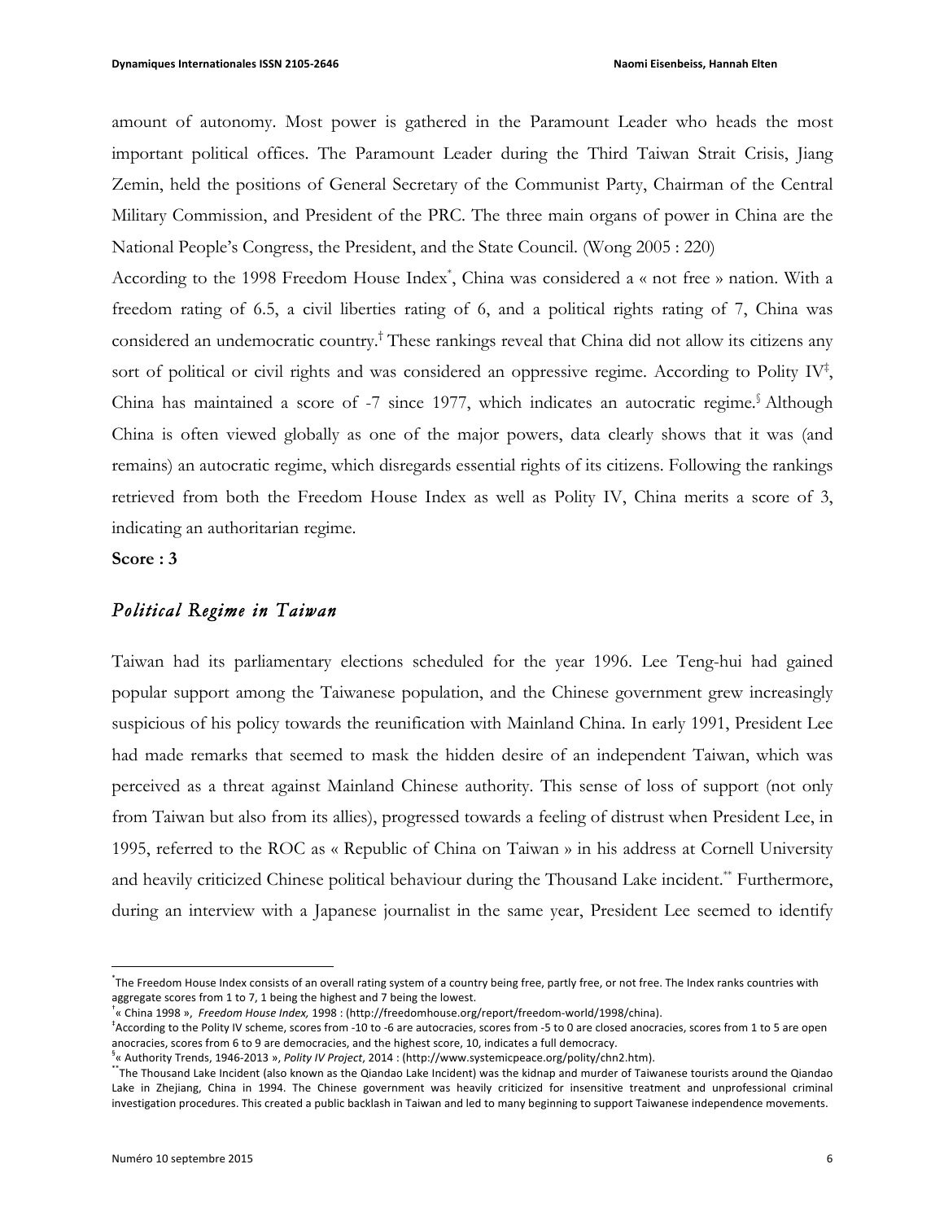amount of autonomy. Most power is gathered in the Paramount Leader who heads the most important political offices. The Paramount Leader during the Third Taiwan Strait Crisis, Jiang Zemin, held the positions of General Secretary of the Communist Party, Chairman of the Central Military Commission, and President of the PRC. The three main organs of power in China are the National People's Congress, the President, and the State Council. (Wong 2005 : 220)

According to the 1998 Freedom House Index[*], China was considered a « not free » nation. With a freedom rating of 6.5, a civil liberties rating of 6, and a political rights rating of 7, China was considered an undemocratic country.[†] These rankings reveal that China did not allow its citizens any sort of political or civil rights and was considered an oppressive regime. According to Polity IV[‡], China has maintained a score of -7 since 1977, which indicates an autocratic regime.[§] Although China is often viewed globally as one of the major powers, data clearly shows that it was (and remains) an autocratic regime, which disregards essential rights of its citizens. Following the rankings retrieved from both the Freedom House Index as well as Polity IV, China merits a score of 3, indicating an authoritarian regime.

**Score : 3**

### *Political Regime in Taiwan*

Taiwan had its parliamentary elections scheduled for the year 1996. Lee Teng-hui had gained popular support among the Taiwanese population, and the Chinese government grew increasingly suspicious of his policy towards the reunification with Mainland China. In early 1991, President Lee had made remarks that seemed to mask the hidden desire of an independent Taiwan, which was perceived as a threat against Mainland Chinese authority. This sense of loss of support (not only from Taiwan but also from its allies), progressed towards a feeling of distrust when President Lee, in 1995, referred to the ROC as « Republic of China on Taiwan » in his address at Cornell University and heavily criticized Chinese political behaviour during the Thousand Lake incident.[**] Furthermore, during an interview with a Japanese journalist in the same year, President Lee seemed to identify

---

[*] The Freedom House Index consists of an overall rating system of a country being free, partly free, or not free. The Index ranks countries with aggregate scores from 1 to 7, 1 being the highest and 7 being the lowest.

[†] « China 1998 », *Freedom House Index,* 1998 : (http://freedomhouse.org/report/freedom-world/1998/china).

[‡] According to the Polity IV scheme, scores from -10 to -6 are autocracies, scores from -5 to 0 are closed anocracies, scores from 1 to 5 are open anocracies, scores from 6 to 9 are democracies, and the highest score, 10, indicates a full democracy.

[§] « Authority Trends, 1946-2013 », *Polity IV Project*, 2014 : (http://www.systemicpeace.org/polity/chn2.htm).

[**] The Thousand Lake Incident (also known as the Qiandao Lake Incident) was the kidnap and murder of Taiwanese tourists around the Qiandao Lake in Zhejiang, China in 1994. The Chinese government was heavily criticized for insensitive treatment and unprofessional criminal investigation procedures. This created a public backlash in Taiwan and led to many beginning to support Taiwanese independence movements.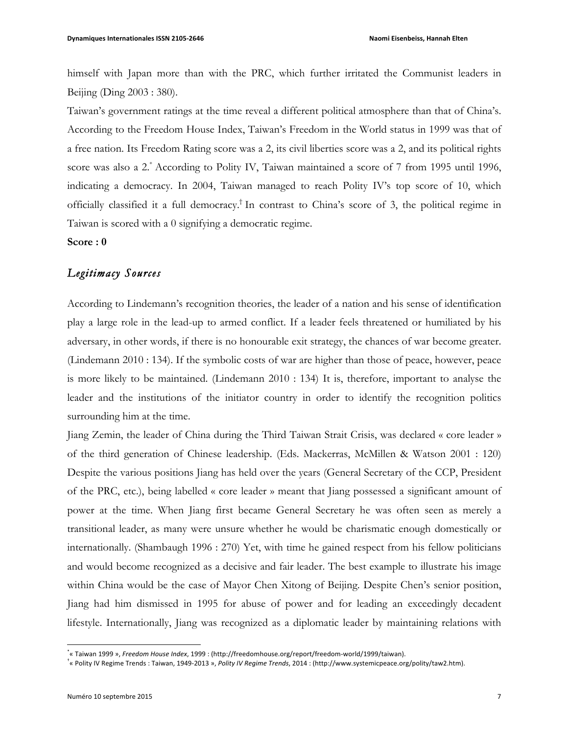himself with Japan more than with the PRC, which further irritated the Communist leaders in Beijing (Ding 2003 : 380).

Taiwan's government ratings at the time reveal a different political atmosphere than that of China's. According to the Freedom House Index, Taiwan's Freedom in the World status in 1999 was that of a free nation. Its Freedom Rating score was a 2, its civil liberties score was a 2, and its political rights score was also a 2.[*] According to Polity IV, Taiwan maintained a score of 7 from 1995 until 1996, indicating a democracy. In 2004, Taiwan managed to reach Polity IV's top score of 10, which officially classified it a full democracy.[†] In contrast to China's score of 3, the political regime in Taiwan is scored with a 0 signifying a democratic regime.

**Score : 0**

## *Legitimacy Sources*

According to Lindemann's recognition theories, the leader of a nation and his sense of identification play a large role in the lead-up to armed conflict. If a leader feels threatened or humiliated by his adversary, in other words, if there is no honourable exit strategy, the chances of war become greater. (Lindemann 2010 : 134). If the symbolic costs of war are higher than those of peace, however, peace is more likely to be maintained. (Lindemann 2010 : 134) It is, therefore, important to analyse the leader and the institutions of the initiator country in order to identify the recognition politics surrounding him at the time.

Jiang Zemin, the leader of China during the Third Taiwan Strait Crisis, was declared « core leader » of the third generation of Chinese leadership. (Eds. Mackerras, McMillen & Watson 2001 : 120) Despite the various positions Jiang has held over the years (General Secretary of the CCP, President of the PRC, etc.), being labelled « core leader » meant that Jiang possessed a significant amount of power at the time. When Jiang first became General Secretary he was often seen as merely a transitional leader, as many were unsure whether he would be charismatic enough domestically or internationally. (Shambaugh 1996 : 270) Yet, with time he gained respect from his fellow politicians and would become recognized as a decisive and fair leader. The best example to illustrate his image within China would be the case of Mayor Chen Xitong of Beijing. Despite Chen's senior position, Jiang had him dismissed in 1995 for abuse of power and for leading an exceedingly decadent lifestyle. Internationally, Jiang was recognized as a diplomatic leader by maintaining relations with

---

[*] « Taiwan 1999 », *Freedom House Index*, 1999 : (http://freedomhouse.org/report/freedom-world/1999/taiwan).

[†] « Polity IV Regime Trends : Taiwan, 1949-2013 », *Polity IV Regime Trends*, 2014 : (http://www.systemicpeace.org/polity/taw2.htm).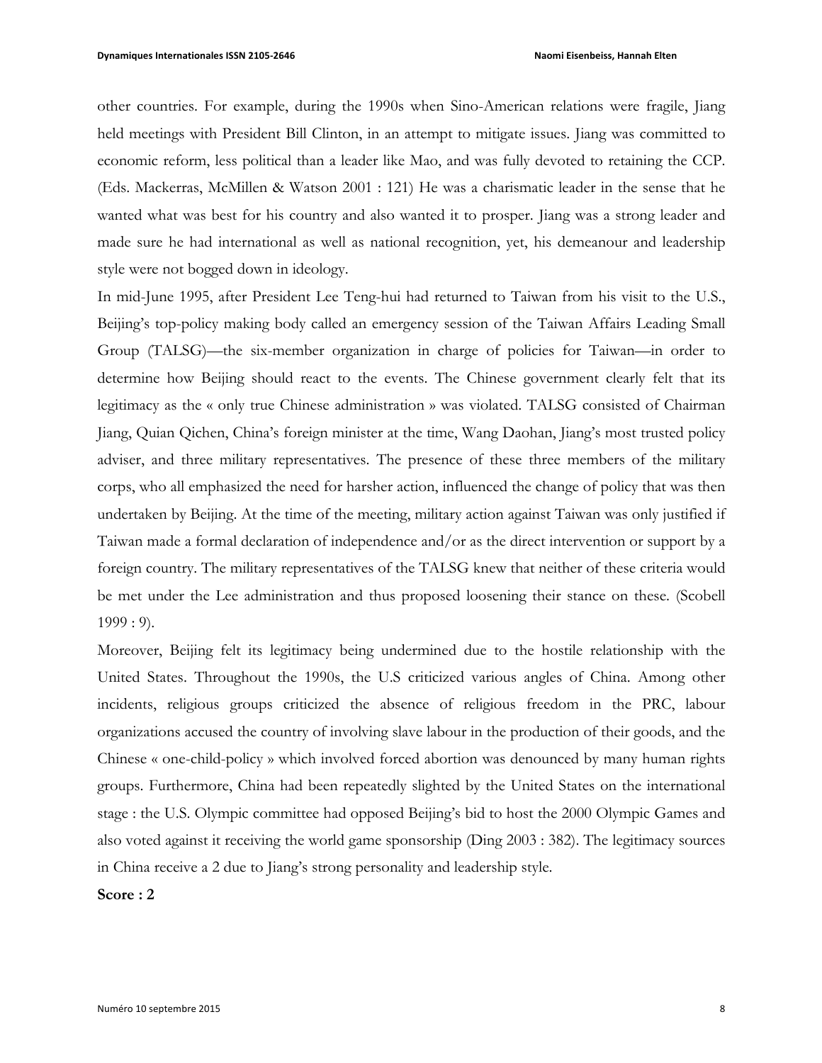other countries. For example, during the 1990s when Sino-American relations were fragile, Jiang held meetings with President Bill Clinton, in an attempt to mitigate issues. Jiang was committed to economic reform, less political than a leader like Mao, and was fully devoted to retaining the CCP. (Eds. Mackerras, McMillen & Watson 2001 : 121) He was a charismatic leader in the sense that he wanted what was best for his country and also wanted it to prosper. Jiang was a strong leader and made sure he had international as well as national recognition, yet, his demeanour and leadership style were not bogged down in ideology.

In mid-June 1995, after President Lee Teng-hui had returned to Taiwan from his visit to the U.S., Beijing's top-policy making body called an emergency session of the Taiwan Affairs Leading Small Group (TALSG)—the six-member organization in charge of policies for Taiwan—in order to determine how Beijing should react to the events. The Chinese government clearly felt that its legitimacy as the « only true Chinese administration » was violated. TALSG consisted of Chairman Jiang, Quian Qichen, China's foreign minister at the time, Wang Daohan, Jiang's most trusted policy adviser, and three military representatives. The presence of these three members of the military corps, who all emphasized the need for harsher action, influenced the change of policy that was then undertaken by Beijing. At the time of the meeting, military action against Taiwan was only justified if Taiwan made a formal declaration of independence and/or as the direct intervention or support by a foreign country. The military representatives of the TALSG knew that neither of these criteria would be met under the Lee administration and thus proposed loosening their stance on these. (Scobell 1999 : 9).

Moreover, Beijing felt its legitimacy being undermined due to the hostile relationship with the United States. Throughout the 1990s, the U.S criticized various angles of China. Among other incidents, religious groups criticized the absence of religious freedom in the PRC, labour organizations accused the country of involving slave labour in the production of their goods, and the Chinese « one-child-policy » which involved forced abortion was denounced by many human rights groups. Furthermore, China had been repeatedly slighted by the United States on the international stage : the U.S. Olympic committee had opposed Beijing's bid to host the 2000 Olympic Games and also voted against it receiving the world game sponsorship (Ding 2003 : 382). The legitimacy sources in China receive a 2 due to Jiang's strong personality and leadership style.

**Score : 2**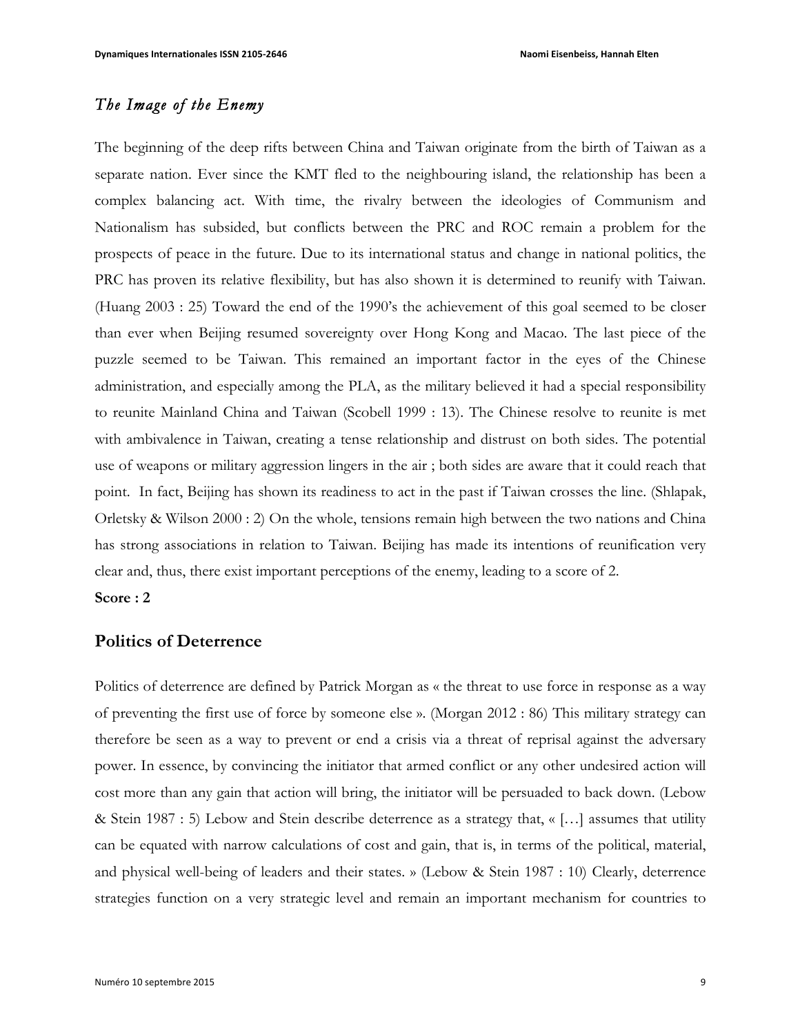## *The Image of the Enemy*

The beginning of the deep rifts between China and Taiwan originate from the birth of Taiwan as a separate nation. Ever since the KMT fled to the neighbouring island, the relationship has been a complex balancing act. With time, the rivalry between the ideologies of Communism and Nationalism has subsided, but conflicts between the PRC and ROC remain a problem for the prospects of peace in the future. Due to its international status and change in national politics, the PRC has proven its relative flexibility, but has also shown it is determined to reunify with Taiwan. (Huang 2003 : 25) Toward the end of the 1990's the achievement of this goal seemed to be closer than ever when Beijing resumed sovereignty over Hong Kong and Macao. The last piece of the puzzle seemed to be Taiwan. This remained an important factor in the eyes of the Chinese administration, and especially among the PLA, as the military believed it had a special responsibility to reunite Mainland China and Taiwan (Scobell 1999 : 13). The Chinese resolve to reunite is met with ambivalence in Taiwan, creating a tense relationship and distrust on both sides. The potential use of weapons or military aggression lingers in the air ; both sides are aware that it could reach that point. In fact, Beijing has shown its readiness to act in the past if Taiwan crosses the line. (Shlapak, Orletsky & Wilson 2000 : 2) On the whole, tensions remain high between the two nations and China has strong associations in relation to Taiwan. Beijing has made its intentions of reunification very clear and, thus, there exist important perceptions of the enemy, leading to a score of 2.

**Score : 2**

## Politics of Deterrence

Politics of deterrence are defined by Patrick Morgan as « the threat to use force in response as a way of preventing the first use of force by someone else ». (Morgan 2012 : 86) This military strategy can therefore be seen as a way to prevent or end a crisis via a threat of reprisal against the adversary power. In essence, by convincing the initiator that armed conflict or any other undesired action will cost more than any gain that action will bring, the initiator will be persuaded to back down. (Lebow & Stein 1987 : 5) Lebow and Stein describe deterrence as a strategy that, « […] assumes that utility can be equated with narrow calculations of cost and gain, that is, in terms of the political, material, and physical well-being of leaders and their states. » (Lebow & Stein 1987 : 10) Clearly, deterrence strategies function on a very strategic level and remain an important mechanism for countries to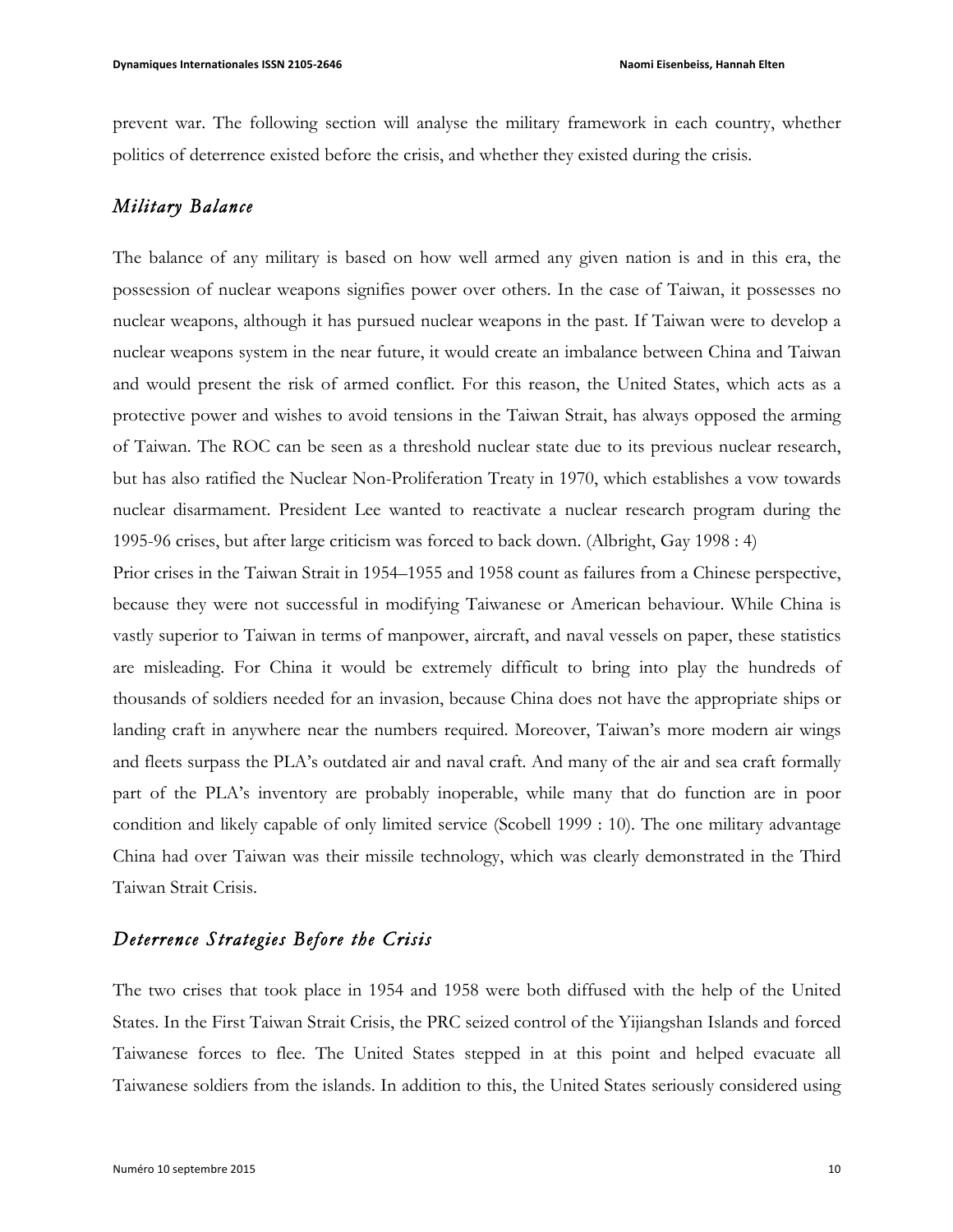prevent war. The following section will analyse the military framework in each country, whether politics of deterrence existed before the crisis, and whether they existed during the crisis.

## *Military Balance*

The balance of any military is based on how well armed any given nation is and in this era, the possession of nuclear weapons signifies power over others. In the case of Taiwan, it possesses no nuclear weapons, although it has pursued nuclear weapons in the past. If Taiwan were to develop a nuclear weapons system in the near future, it would create an imbalance between China and Taiwan and would present the risk of armed conflict. For this reason, the United States, which acts as a protective power and wishes to avoid tensions in the Taiwan Strait, has always opposed the arming of Taiwan. The ROC can be seen as a threshold nuclear state due to its previous nuclear research, but has also ratified the Nuclear Non-Proliferation Treaty in 1970, which establishes a vow towards nuclear disarmament. President Lee wanted to reactivate a nuclear research program during the 1995-96 crises, but after large criticism was forced to back down. (Albright, Gay 1998 : 4)

Prior crises in the Taiwan Strait in 1954–1955 and 1958 count as failures from a Chinese perspective, because they were not successful in modifying Taiwanese or American behaviour. While China is vastly superior to Taiwan in terms of manpower, aircraft, and naval vessels on paper, these statistics are misleading. For China it would be extremely difficult to bring into play the hundreds of thousands of soldiers needed for an invasion, because China does not have the appropriate ships or landing craft in anywhere near the numbers required. Moreover, Taiwan's more modern air wings and fleets surpass the PLA's outdated air and naval craft. And many of the air and sea craft formally part of the PLA's inventory are probably inoperable, while many that do function are in poor condition and likely capable of only limited service (Scobell 1999 : 10). The one military advantage China had over Taiwan was their missile technology, which was clearly demonstrated in the Third Taiwan Strait Crisis.

## *Deterrence Strategies Before the Crisis*

The two crises that took place in 1954 and 1958 were both diffused with the help of the United States. In the First Taiwan Strait Crisis, the PRC seized control of the Yijiangshan Islands and forced Taiwanese forces to flee. The United States stepped in at this point and helped evacuate all Taiwanese soldiers from the islands. In addition to this, the United States seriously considered using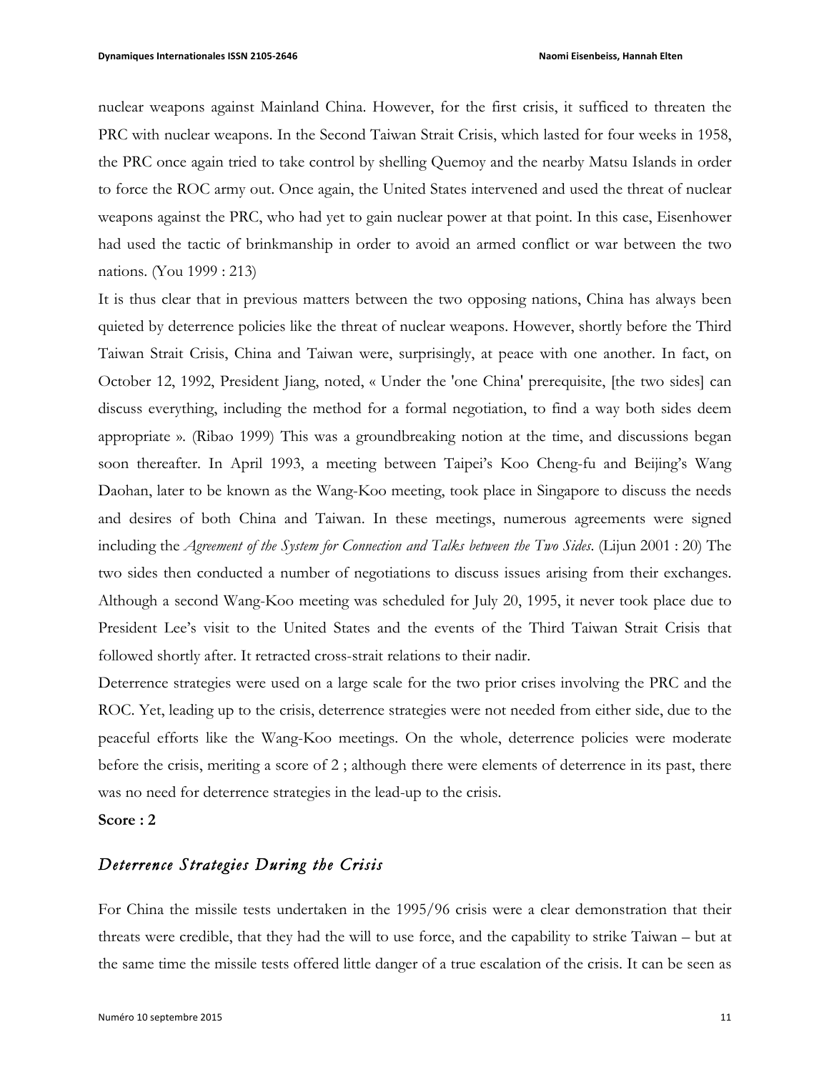nuclear weapons against Mainland China. However, for the first crisis, it sufficed to threaten the PRC with nuclear weapons. In the Second Taiwan Strait Crisis, which lasted for four weeks in 1958, the PRC once again tried to take control by shelling Quemoy and the nearby Matsu Islands in order to force the ROC army out. Once again, the United States intervened and used the threat of nuclear weapons against the PRC, who had yet to gain nuclear power at that point. In this case, Eisenhower had used the tactic of brinkmanship in order to avoid an armed conflict or war between the two nations. (You 1999 : 213)

It is thus clear that in previous matters between the two opposing nations, China has always been quieted by deterrence policies like the threat of nuclear weapons. However, shortly before the Third Taiwan Strait Crisis, China and Taiwan were, surprisingly, at peace with one another. In fact, on October 12, 1992, President Jiang, noted, « Under the 'one China' prerequisite, [the two sides] can discuss everything, including the method for a formal negotiation, to find a way both sides deem appropriate ». (Ribao 1999) This was a groundbreaking notion at the time, and discussions began soon thereafter. In April 1993, a meeting between Taipei's Koo Cheng-fu and Beijing's Wang Daohan, later to be known as the Wang-Koo meeting, took place in Singapore to discuss the needs and desires of both China and Taiwan. In these meetings, numerous agreements were signed including the *Agreement of the System for Connection and Talks between the Two Sides*. (Lijun 2001 : 20) The two sides then conducted a number of negotiations to discuss issues arising from their exchanges. Although a second Wang-Koo meeting was scheduled for July 20, 1995, it never took place due to President Lee's visit to the United States and the events of the Third Taiwan Strait Crisis that followed shortly after. It retracted cross-strait relations to their nadir.

Deterrence strategies were used on a large scale for the two prior crises involving the PRC and the ROC. Yet, leading up to the crisis, deterrence strategies were not needed from either side, due to the peaceful efforts like the Wang-Koo meetings. On the whole, deterrence policies were moderate before the crisis, meriting a score of 2 ; although there were elements of deterrence in its past, there was no need for deterrence strategies in the lead-up to the crisis.

**Score : 2**

## *Deterrence Strategies During the Crisis*

For China the missile tests undertaken in the 1995/96 crisis were a clear demonstration that their threats were credible, that they had the will to use force, and the capability to strike Taiwan – but at the same time the missile tests offered little danger of a true escalation of the crisis. It can be seen as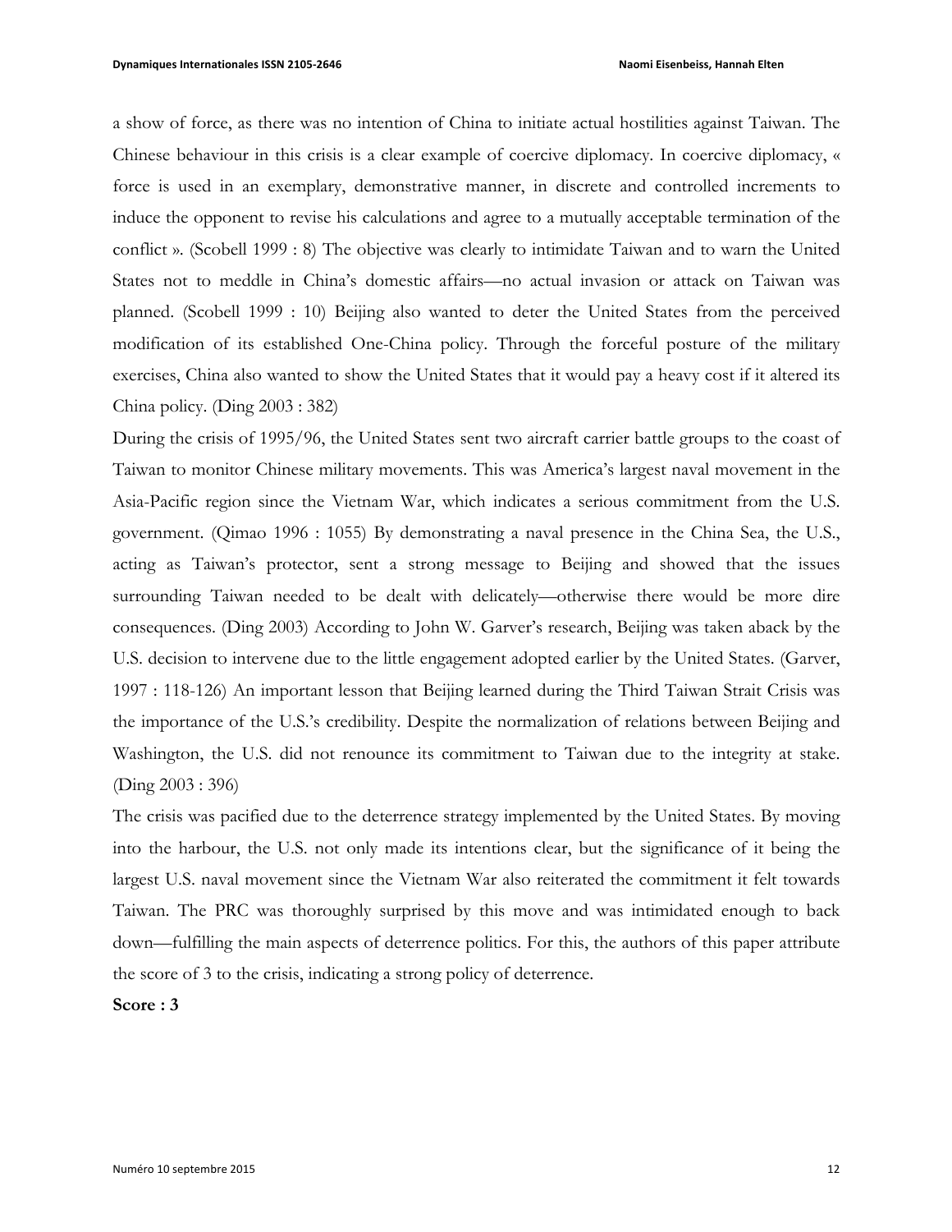a show of force, as there was no intention of China to initiate actual hostilities against Taiwan. The Chinese behaviour in this crisis is a clear example of coercive diplomacy. In coercive diplomacy, « force is used in an exemplary, demonstrative manner, in discrete and controlled increments to induce the opponent to revise his calculations and agree to a mutually acceptable termination of the conflict ». (Scobell 1999 : 8) The objective was clearly to intimidate Taiwan and to warn the United States not to meddle in China's domestic affairs—no actual invasion or attack on Taiwan was planned. (Scobell 1999 : 10) Beijing also wanted to deter the United States from the perceived modification of its established One-China policy. Through the forceful posture of the military exercises, China also wanted to show the United States that it would pay a heavy cost if it altered its China policy. (Ding 2003 : 382)

During the crisis of 1995/96, the United States sent two aircraft carrier battle groups to the coast of Taiwan to monitor Chinese military movements. This was America's largest naval movement in the Asia-Pacific region since the Vietnam War, which indicates a serious commitment from the U.S. government. (Qimao 1996 : 1055) By demonstrating a naval presence in the China Sea, the U.S., acting as Taiwan's protector, sent a strong message to Beijing and showed that the issues surrounding Taiwan needed to be dealt with delicately—otherwise there would be more dire consequences. (Ding 2003) According to John W. Garver's research, Beijing was taken aback by the U.S. decision to intervene due to the little engagement adopted earlier by the United States. (Garver, 1997 : 118-126) An important lesson that Beijing learned during the Third Taiwan Strait Crisis was the importance of the U.S.'s credibility. Despite the normalization of relations between Beijing and Washington, the U.S. did not renounce its commitment to Taiwan due to the integrity at stake. (Ding 2003 : 396)

The crisis was pacified due to the deterrence strategy implemented by the United States. By moving into the harbour, the U.S. not only made its intentions clear, but the significance of it being the largest U.S. naval movement since the Vietnam War also reiterated the commitment it felt towards Taiwan. The PRC was thoroughly surprised by this move and was intimidated enough to back down—fulfilling the main aspects of deterrence politics. For this, the authors of this paper attribute the score of 3 to the crisis, indicating a strong policy of deterrence.

**Score : 3**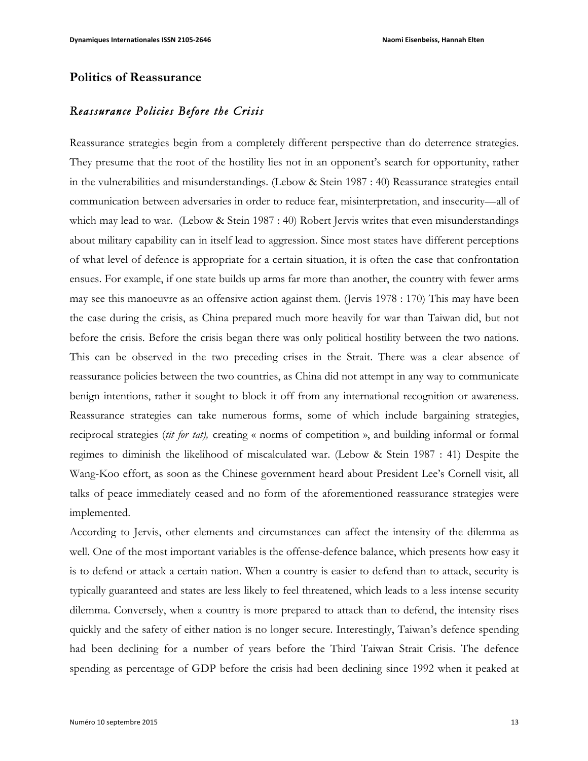## Politics of Reassurance

### *Reassurance Policies Before the Crisis*

Reassurance strategies begin from a completely different perspective than do deterrence strategies. They presume that the root of the hostility lies not in an opponent's search for opportunity, rather in the vulnerabilities and misunderstandings. (Lebow & Stein 1987 : 40) Reassurance strategies entail communication between adversaries in order to reduce fear, misinterpretation, and insecurity—all of which may lead to war. (Lebow & Stein 1987 : 40) Robert Jervis writes that even misunderstandings about military capability can in itself lead to aggression. Since most states have different perceptions of what level of defence is appropriate for a certain situation, it is often the case that confrontation ensues. For example, if one state builds up arms far more than another, the country with fewer arms may see this manoeuvre as an offensive action against them. (Jervis 1978 : 170) This may have been the case during the crisis, as China prepared much more heavily for war than Taiwan did, but not before the crisis. Before the crisis began there was only political hostility between the two nations. This can be observed in the two preceding crises in the Strait. There was a clear absence of reassurance policies between the two countries, as China did not attempt in any way to communicate benign intentions, rather it sought to block it off from any international recognition or awareness. Reassurance strategies can take numerous forms, some of which include bargaining strategies, reciprocal strategies (*tit for tat),* creating « norms of competition », and building informal or formal regimes to diminish the likelihood of miscalculated war. (Lebow & Stein 1987 : 41) Despite the Wang-Koo effort, as soon as the Chinese government heard about President Lee's Cornell visit, all talks of peace immediately ceased and no form of the aforementioned reassurance strategies were implemented.

According to Jervis, other elements and circumstances can affect the intensity of the dilemma as well. One of the most important variables is the offense-defence balance, which presents how easy it is to defend or attack a certain nation. When a country is easier to defend than to attack, security is typically guaranteed and states are less likely to feel threatened, which leads to a less intense security dilemma. Conversely, when a country is more prepared to attack than to defend, the intensity rises quickly and the safety of either nation is no longer secure. Interestingly, Taiwan's defence spending had been declining for a number of years before the Third Taiwan Strait Crisis. The defence spending as percentage of GDP before the crisis had been declining since 1992 when it peaked at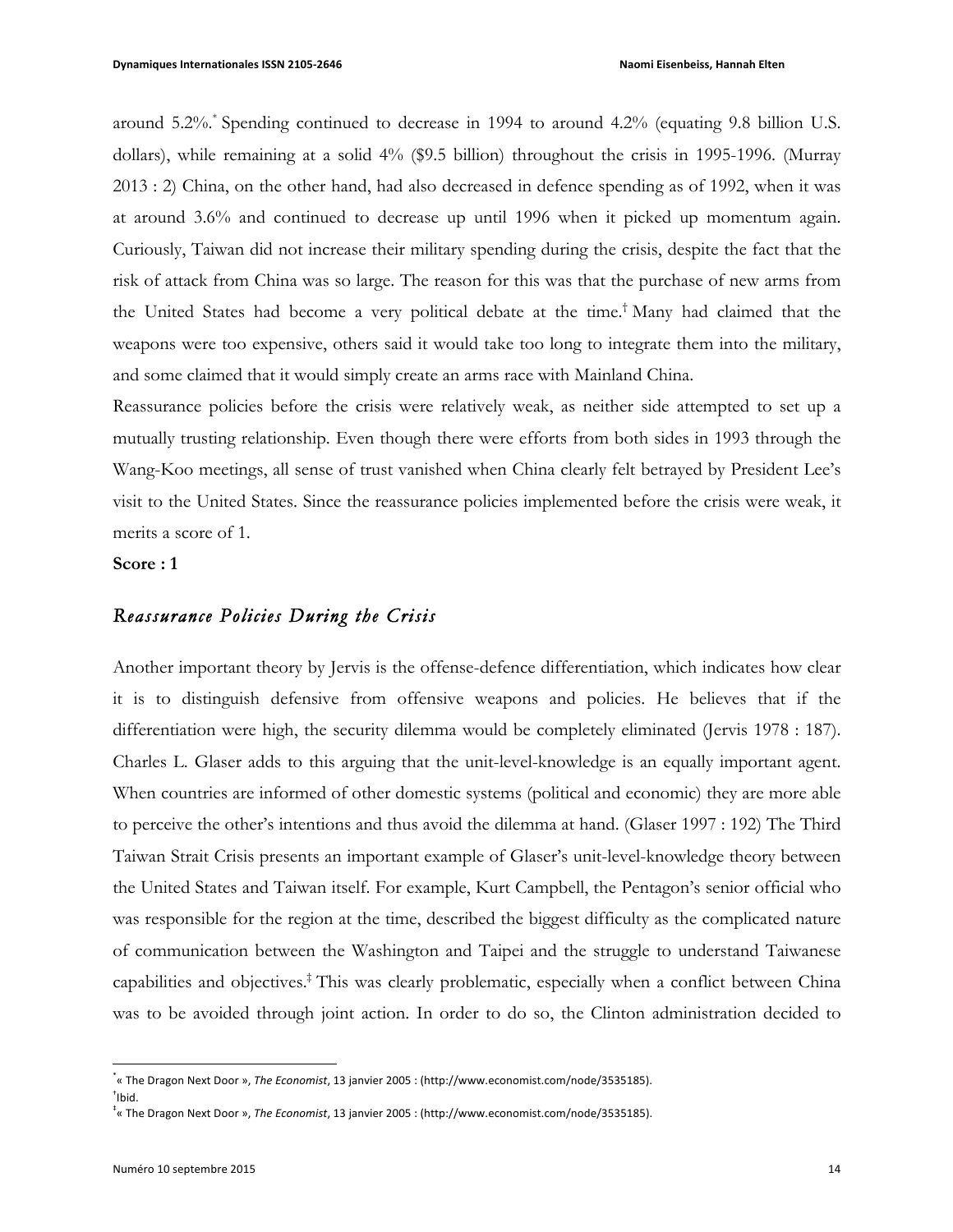around 5.2%.[*] Spending continued to decrease in 1994 to around 4.2% (equating 9.8 billion U.S. dollars), while remaining at a solid 4% ($9.5 billion) throughout the crisis in 1995-1996. (Murray 2013 : 2) China, on the other hand, had also decreased in defence spending as of 1992, when it was at around 3.6% and continued to decrease up until 1996 when it picked up momentum again. Curiously, Taiwan did not increase their military spending during the crisis, despite the fact that the risk of attack from China was so large. The reason for this was that the purchase of new arms from the United States had become a very political debate at the time.[†] Many had claimed that the weapons were too expensive, others said it would take too long to integrate them into the military, and some claimed that it would simply create an arms race with Mainland China.

Reassurance policies before the crisis were relatively weak, as neither side attempted to set up a mutually trusting relationship. Even though there were efforts from both sides in 1993 through the Wang-Koo meetings, all sense of trust vanished when China clearly felt betrayed by President Lee's visit to the United States. Since the reassurance policies implemented before the crisis were weak, it merits a score of 1.

**Score : 1**

## *Reassurance Policies During the Crisis*

Another important theory by Jervis is the offense-defence differentiation, which indicates how clear it is to distinguish defensive from offensive weapons and policies. He believes that if the differentiation were high, the security dilemma would be completely eliminated (Jervis 1978 : 187). Charles L. Glaser adds to this arguing that the unit-level-knowledge is an equally important agent. When countries are informed of other domestic systems (political and economic) they are more able to perceive the other's intentions and thus avoid the dilemma at hand. (Glaser 1997 : 192) The Third Taiwan Strait Crisis presents an important example of Glaser's unit-level-knowledge theory between the United States and Taiwan itself. For example, Kurt Campbell, the Pentagon's senior official who was responsible for the region at the time, described the biggest difficulty as the complicated nature of communication between the Washington and Taipei and the struggle to understand Taiwanese capabilities and objectives.[‡] This was clearly problematic, especially when a conflict between China was to be avoided through joint action. In order to do so, the Clinton administration decided to

---

[*] « The Dragon Next Door », *The Economist*, 13 janvier 2005 : (http://www.economist.com/node/3535185).

[†] Ibid.

[‡] « The Dragon Next Door », *The Economist*, 13 janvier 2005 : (http://www.economist.com/node/3535185).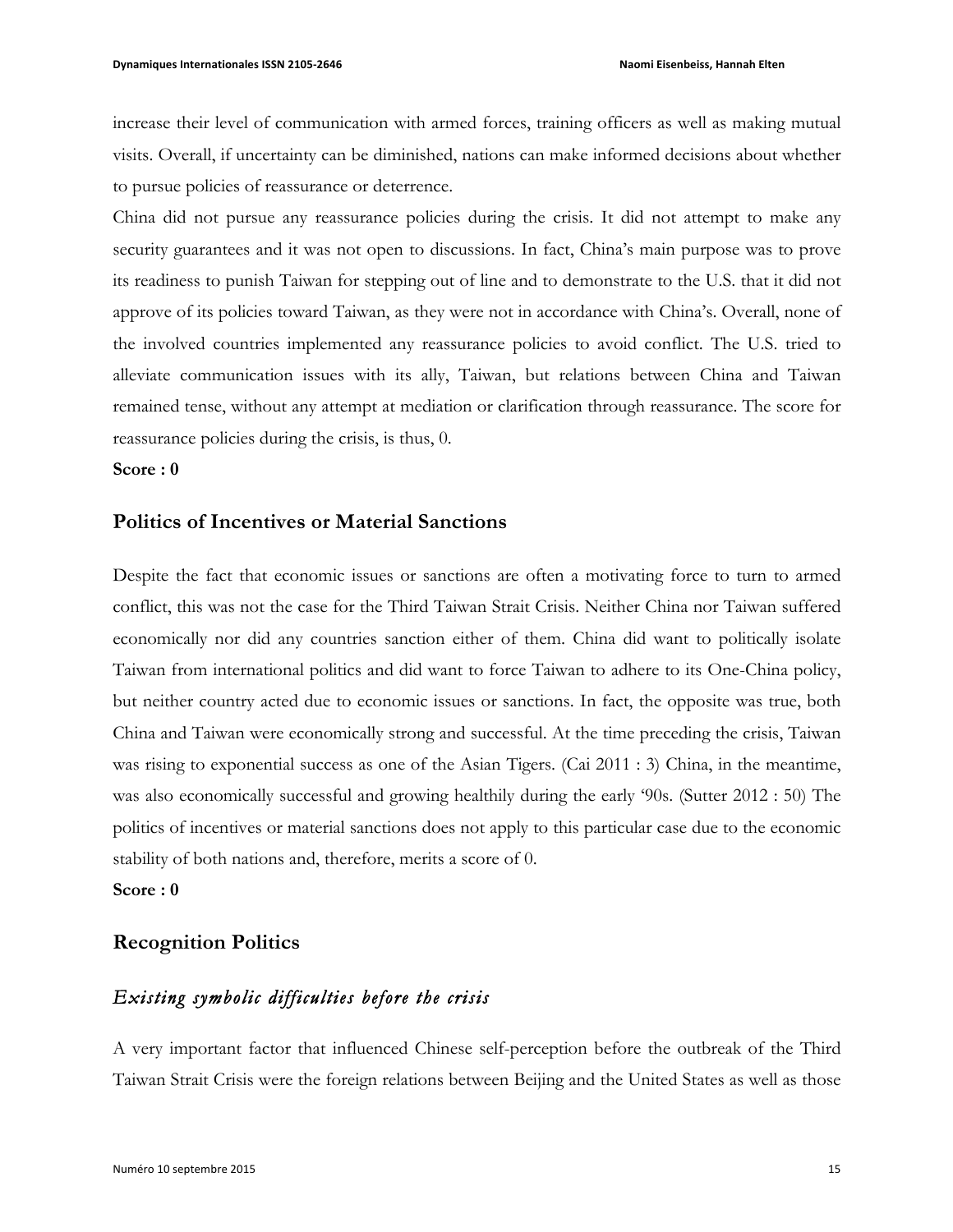increase their level of communication with armed forces, training officers as well as making mutual visits. Overall, if uncertainty can be diminished, nations can make informed decisions about whether to pursue policies of reassurance or deterrence.

China did not pursue any reassurance policies during the crisis. It did not attempt to make any security guarantees and it was not open to discussions. In fact, China's main purpose was to prove its readiness to punish Taiwan for stepping out of line and to demonstrate to the U.S. that it did not approve of its policies toward Taiwan, as they were not in accordance with China's. Overall, none of the involved countries implemented any reassurance policies to avoid conflict. The U.S. tried to alleviate communication issues with its ally, Taiwan, but relations between China and Taiwan remained tense, without any attempt at mediation or clarification through reassurance. The score for reassurance policies during the crisis, is thus, 0.

**Score : 0**

## Politics of Incentives or Material Sanctions

Despite the fact that economic issues or sanctions are often a motivating force to turn to armed conflict, this was not the case for the Third Taiwan Strait Crisis. Neither China nor Taiwan suffered economically nor did any countries sanction either of them. China did want to politically isolate Taiwan from international politics and did want to force Taiwan to adhere to its One-China policy, but neither country acted due to economic issues or sanctions. In fact, the opposite was true, both China and Taiwan were economically strong and successful. At the time preceding the crisis, Taiwan was rising to exponential success as one of the Asian Tigers. (Cai 2011 : 3) China, in the meantime, was also economically successful and growing healthily during the early '90s. (Sutter 2012 : 50) The politics of incentives or material sanctions does not apply to this particular case due to the economic stability of both nations and, therefore, merits a score of 0.

**Score : 0**

## Recognition Politics

### *Existing symbolic difficulties before the crisis*

A very important factor that influenced Chinese self-perception before the outbreak of the Third Taiwan Strait Crisis were the foreign relations between Beijing and the United States as well as those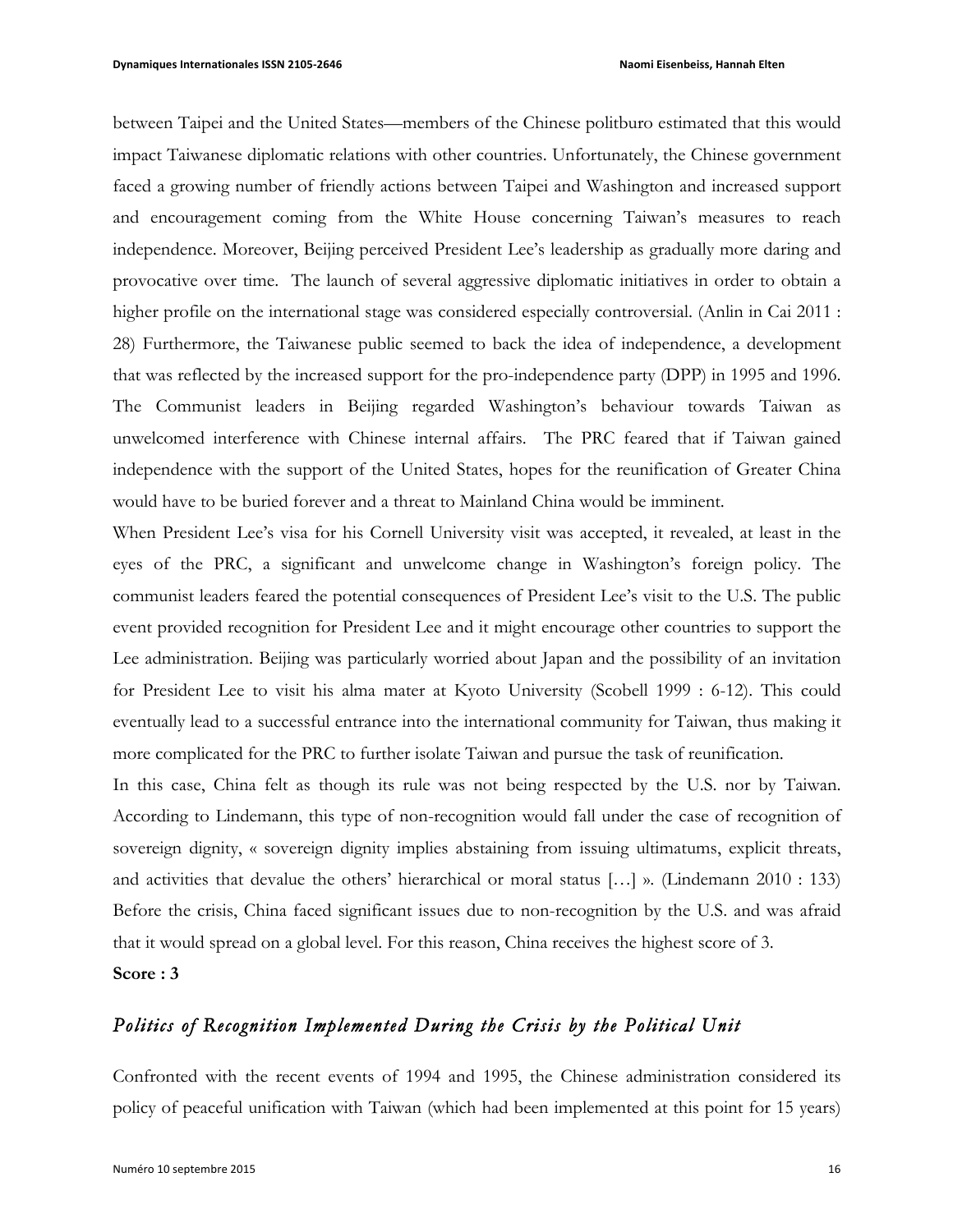between Taipei and the United States—members of the Chinese politburo estimated that this would impact Taiwanese diplomatic relations with other countries. Unfortunately, the Chinese government faced a growing number of friendly actions between Taipei and Washington and increased support and encouragement coming from the White House concerning Taiwan's measures to reach independence. Moreover, Beijing perceived President Lee's leadership as gradually more daring and provocative over time. The launch of several aggressive diplomatic initiatives in order to obtain a higher profile on the international stage was considered especially controversial. (Anlin in Cai 2011 : 28) Furthermore, the Taiwanese public seemed to back the idea of independence, a development that was reflected by the increased support for the pro-independence party (DPP) in 1995 and 1996. The Communist leaders in Beijing regarded Washington's behaviour towards Taiwan as unwelcomed interference with Chinese internal affairs. The PRC feared that if Taiwan gained independence with the support of the United States, hopes for the reunification of Greater China would have to be buried forever and a threat to Mainland China would be imminent.

When President Lee's visa for his Cornell University visit was accepted, it revealed, at least in the eyes of the PRC, a significant and unwelcome change in Washington's foreign policy. The communist leaders feared the potential consequences of President Lee's visit to the U.S. The public event provided recognition for President Lee and it might encourage other countries to support the Lee administration. Beijing was particularly worried about Japan and the possibility of an invitation for President Lee to visit his alma mater at Kyoto University (Scobell 1999 : 6-12). This could eventually lead to a successful entrance into the international community for Taiwan, thus making it more complicated for the PRC to further isolate Taiwan and pursue the task of reunification.

In this case, China felt as though its rule was not being respected by the U.S. nor by Taiwan. According to Lindemann, this type of non-recognition would fall under the case of recognition of sovereign dignity, « sovereign dignity implies abstaining from issuing ultimatums, explicit threats, and activities that devalue the others' hierarchical or moral status […] ». (Lindemann 2010 : 133) Before the crisis, China faced significant issues due to non-recognition by the U.S. and was afraid that it would spread on a global level. For this reason, China receives the highest score of 3.

**Score : 3**

## *Politics of Recognition Implemented During the Crisis by the Political Unit*

Confronted with the recent events of 1994 and 1995, the Chinese administration considered its policy of peaceful unification with Taiwan (which had been implemented at this point for 15 years)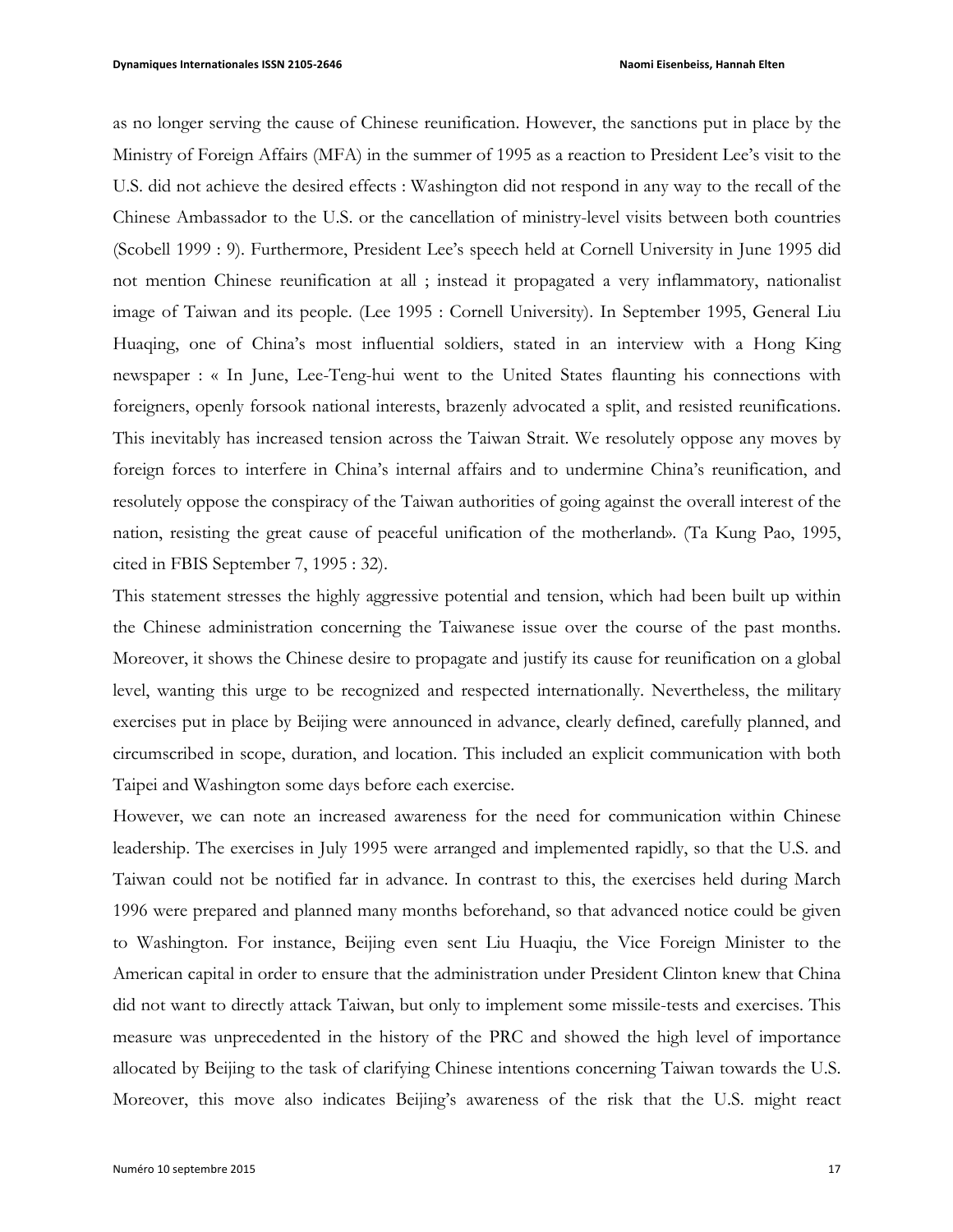as no longer serving the cause of Chinese reunification. However, the sanctions put in place by the Ministry of Foreign Affairs (MFA) in the summer of 1995 as a reaction to President Lee's visit to the U.S. did not achieve the desired effects : Washington did not respond in any way to the recall of the Chinese Ambassador to the U.S. or the cancellation of ministry-level visits between both countries (Scobell 1999 : 9). Furthermore, President Lee's speech held at Cornell University in June 1995 did not mention Chinese reunification at all ; instead it propagated a very inflammatory, nationalist image of Taiwan and its people. (Lee 1995 : Cornell University). In September 1995, General Liu Huaqing, one of China's most influential soldiers, stated in an interview with a Hong King newspaper : « In June, Lee-Teng-hui went to the United States flaunting his connections with foreigners, openly forsook national interests, brazenly advocated a split, and resisted reunifications. This inevitably has increased tension across the Taiwan Strait. We resolutely oppose any moves by foreign forces to interfere in China's internal affairs and to undermine China's reunification, and resolutely oppose the conspiracy of the Taiwan authorities of going against the overall interest of the nation, resisting the great cause of peaceful unification of the motherland». (Ta Kung Pao, 1995, cited in FBIS September 7, 1995 : 32).

This statement stresses the highly aggressive potential and tension, which had been built up within the Chinese administration concerning the Taiwanese issue over the course of the past months. Moreover, it shows the Chinese desire to propagate and justify its cause for reunification on a global level, wanting this urge to be recognized and respected internationally. Nevertheless, the military exercises put in place by Beijing were announced in advance, clearly defined, carefully planned, and circumscribed in scope, duration, and location. This included an explicit communication with both Taipei and Washington some days before each exercise.

However, we can note an increased awareness for the need for communication within Chinese leadership. The exercises in July 1995 were arranged and implemented rapidly, so that the U.S. and Taiwan could not be notified far in advance. In contrast to this, the exercises held during March 1996 were prepared and planned many months beforehand, so that advanced notice could be given to Washington. For instance, Beijing even sent Liu Huaqiu, the Vice Foreign Minister to the American capital in order to ensure that the administration under President Clinton knew that China did not want to directly attack Taiwan, but only to implement some missile-tests and exercises. This measure was unprecedented in the history of the PRC and showed the high level of importance allocated by Beijing to the task of clarifying Chinese intentions concerning Taiwan towards the U.S. Moreover, this move also indicates Beijing's awareness of the risk that the U.S. might react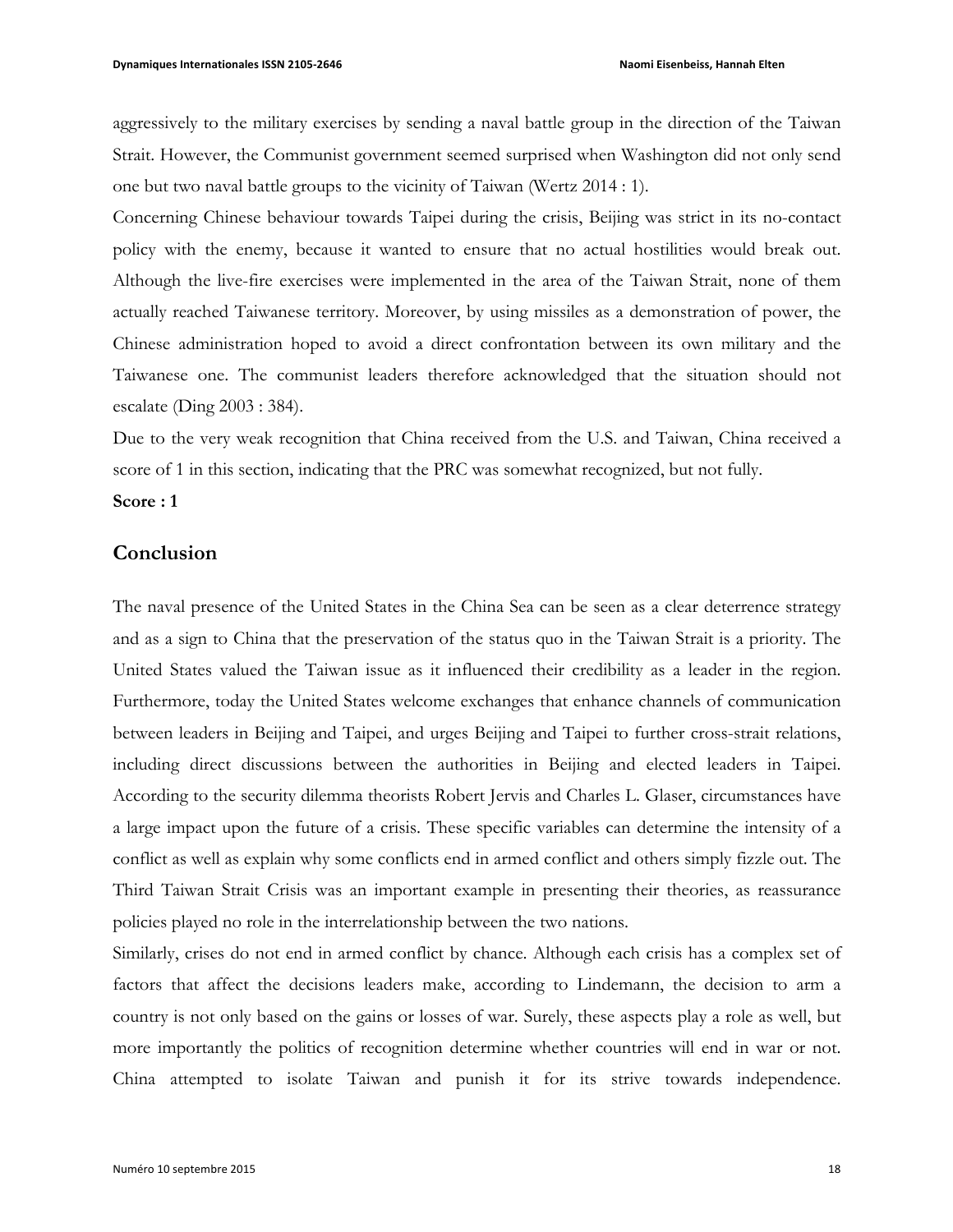aggressively to the military exercises by sending a naval battle group in the direction of the Taiwan Strait. However, the Communist government seemed surprised when Washington did not only send one but two naval battle groups to the vicinity of Taiwan (Wertz 2014 : 1).

Concerning Chinese behaviour towards Taipei during the crisis, Beijing was strict in its no-contact policy with the enemy, because it wanted to ensure that no actual hostilities would break out. Although the live-fire exercises were implemented in the area of the Taiwan Strait, none of them actually reached Taiwanese territory. Moreover, by using missiles as a demonstration of power, the Chinese administration hoped to avoid a direct confrontation between its own military and the Taiwanese one. The communist leaders therefore acknowledged that the situation should not escalate (Ding 2003 : 384).

Due to the very weak recognition that China received from the U.S. and Taiwan, China received a score of 1 in this section, indicating that the PRC was somewhat recognized, but not fully.

**Score : 1**

## Conclusion

The naval presence of the United States in the China Sea can be seen as a clear deterrence strategy and as a sign to China that the preservation of the status quo in the Taiwan Strait is a priority. The United States valued the Taiwan issue as it influenced their credibility as a leader in the region. Furthermore, today the United States welcome exchanges that enhance channels of communication between leaders in Beijing and Taipei, and urges Beijing and Taipei to further cross-strait relations, including direct discussions between the authorities in Beijing and elected leaders in Taipei. According to the security dilemma theorists Robert Jervis and Charles L. Glaser, circumstances have a large impact upon the future of a crisis. These specific variables can determine the intensity of a conflict as well as explain why some conflicts end in armed conflict and others simply fizzle out. The Third Taiwan Strait Crisis was an important example in presenting their theories, as reassurance policies played no role in the interrelationship between the two nations.

Similarly, crises do not end in armed conflict by chance. Although each crisis has a complex set of factors that affect the decisions leaders make, according to Lindemann, the decision to arm a country is not only based on the gains or losses of war. Surely, these aspects play a role as well, but more importantly the politics of recognition determine whether countries will end in war or not. China attempted to isolate Taiwan and punish it for its strive towards independence.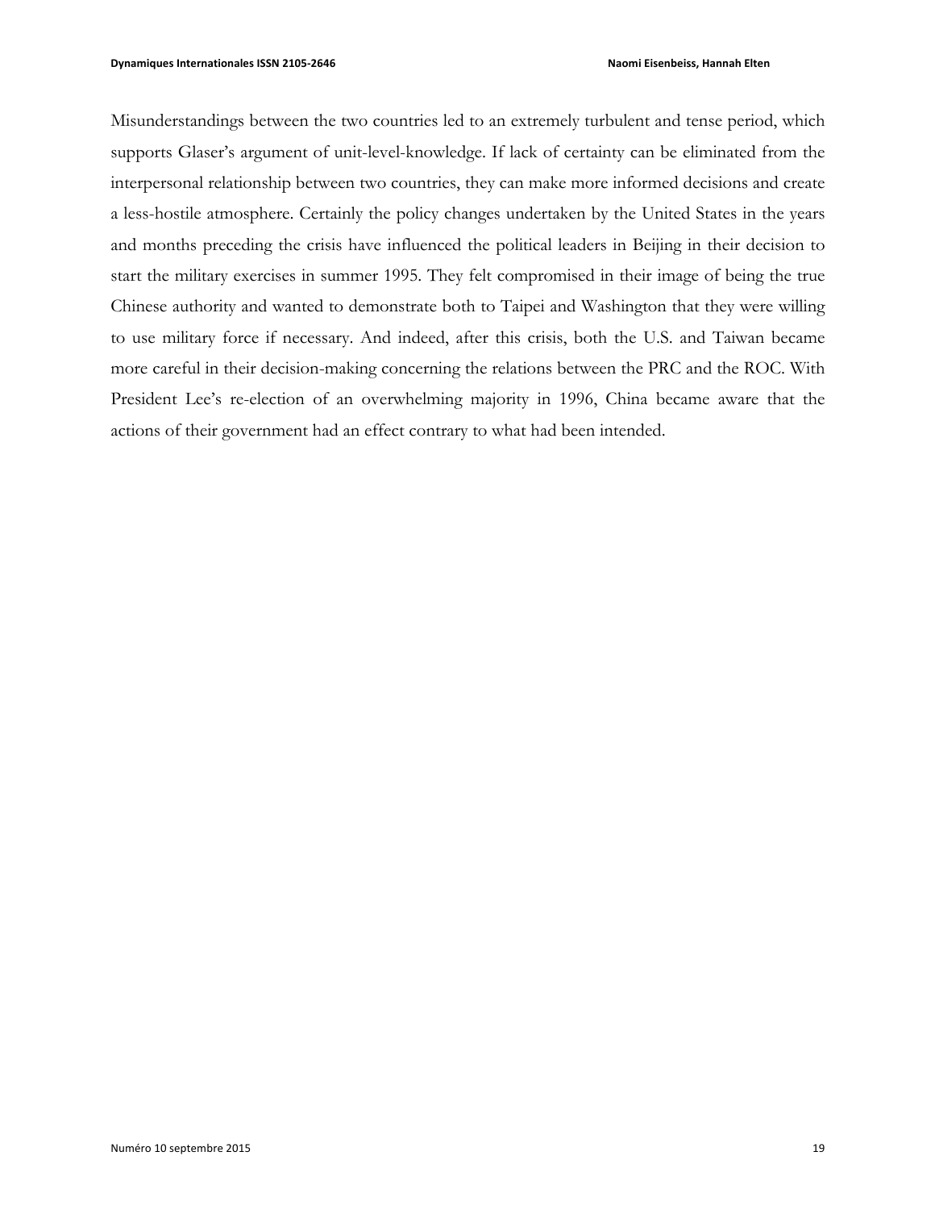Misunderstandings between the two countries led to an extremely turbulent and tense period, which supports Glaser's argument of unit-level-knowledge. If lack of certainty can be eliminated from the interpersonal relationship between two countries, they can make more informed decisions and create a less-hostile atmosphere. Certainly the policy changes undertaken by the United States in the years and months preceding the crisis have influenced the political leaders in Beijing in their decision to start the military exercises in summer 1995. They felt compromised in their image of being the true Chinese authority and wanted to demonstrate both to Taipei and Washington that they were willing to use military force if necessary. And indeed, after this crisis, both the U.S. and Taiwan became more careful in their decision-making concerning the relations between the PRC and the ROC. With President Lee's re-election of an overwhelming majority in 1996, China became aware that the actions of their government had an effect contrary to what had been intended.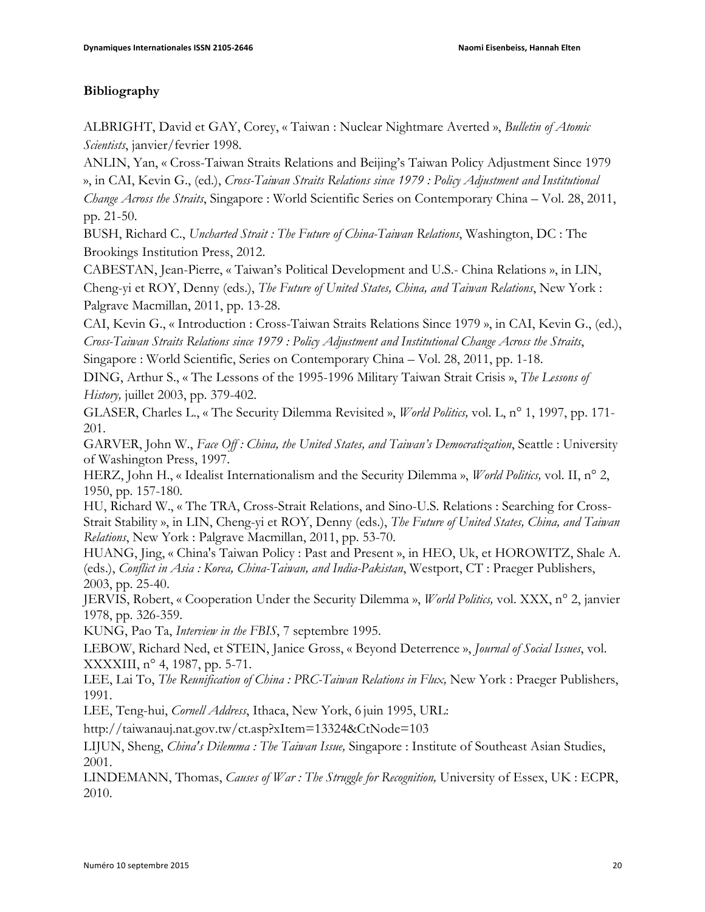## Bibliography

ALBRIGHT, David et GAY, Corey, « Taiwan : Nuclear Nightmare Averted », *Bulletin of Atomic Scientists*, janvier/fevrier 1998.

ANLIN, Yan, « Cross-Taiwan Straits Relations and Beijing's Taiwan Policy Adjustment Since 1979 », in CAI, Kevin G., (ed.), *Cross-Taiwan Straits Relations since 1979 : Policy Adjustment and Institutional Change Across the Straits*, Singapore : World Scientific Series on Contemporary China – Vol. 28, 2011, pp. 21-50.

BUSH, Richard C., *Uncharted Strait : The Future of China-Taiwan Relations*, Washington, DC : The Brookings Institution Press, 2012.

CABESTAN, Jean-Pierre, « Taiwan's Political Development and U.S.- China Relations », in LIN, Cheng-yi et ROY, Denny (eds.), *The Future of United States, China, and Taiwan Relations*, New York : Palgrave Macmillan, 2011, pp. 13-28.

CAI, Kevin G., « Introduction : Cross-Taiwan Straits Relations Since 1979 », in CAI, Kevin G., (ed.), *Cross-Taiwan Straits Relations since 1979 : Policy Adjustment and Institutional Change Across the Straits*, Singapore : World Scientific, Series on Contemporary China – Vol. 28, 2011, pp. 1-18.

DING, Arthur S., « The Lessons of the 1995-1996 Military Taiwan Strait Crisis », *The Lessons of History,* juillet 2003, pp. 379-402.

GLASER, Charles L., « The Security Dilemma Revisited », *World Politics,* vol. L, n° 1, 1997, pp. 171-201.

GARVER, John W., *Face Off : China, the United States, and Taiwan's Democratization*, Seattle : University of Washington Press, 1997.

HERZ, John H., « Idealist Internationalism and the Security Dilemma », *World Politics,* vol. II, n° 2, 1950, pp. 157-180.

HU, Richard W., « The TRA, Cross-Strait Relations, and Sino-U.S. Relations : Searching for Cross-Strait Stability », in LIN, Cheng-yi et ROY, Denny (eds.), *The Future of United States, China, and Taiwan Relations*, New York : Palgrave Macmillan, 2011, pp. 53-70.

HUANG, Jing, « China's Taiwan Policy : Past and Present », in HEO, Uk, et HOROWITZ, Shale A. (eds.), *Conflict in Asia : Korea, China-Taiwan, and India-Pakistan*, Westport, CT : Praeger Publishers, 2003, pp. 25-40.

JERVIS, Robert, « Cooperation Under the Security Dilemma », *World Politics,* vol. XXX, n° 2, janvier 1978, pp. 326-359.

KUNG, Pao Ta, *Interview in the FBIS*, 7 septembre 1995.

LEBOW, Richard Ned, et STEIN, Janice Gross, « Beyond Deterrence », *Journal of Social Issues*, vol. XXXXIII, n° 4, 1987, pp. 5-71.

LEE, Lai To, *The Reunification of China : PRC-Taiwan Relations in Flux,* New York : Praeger Publishers, 1991.

LEE, Teng-hui, *Cornell Address*, Ithaca, New York, 6 juin 1995, URL: http://taiwanauj.nat.gov.tw/ct.asp?xItem=13324&CtNode=103

LIJUN, Sheng, *China's Dilemma : The Taiwan Issue,* Singapore : Institute of Southeast Asian Studies, 2001.

LINDEMANN, Thomas, *Causes of War : The Struggle for Recognition,* University of Essex, UK : ECPR, 2010.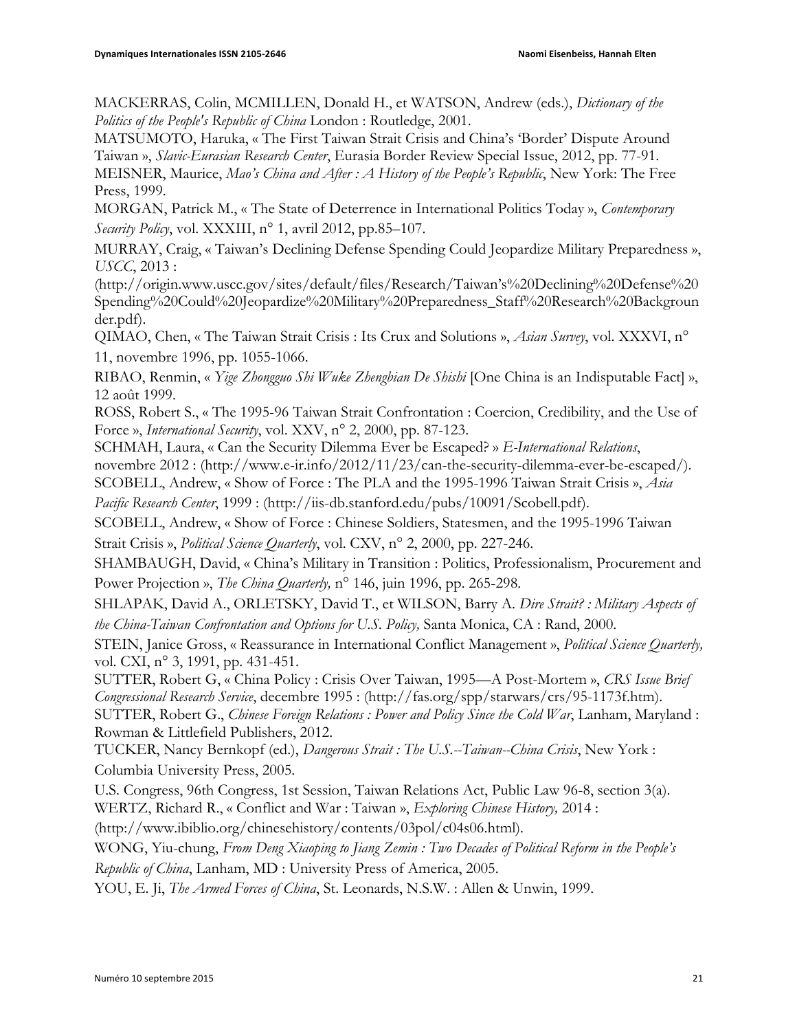MACKERRAS, Colin, MCMILLEN, Donald H., et WATSON, Andrew (eds.), *Dictionary of the Politics of the People's Republic of China* London : Routledge, 2001.

MATSUMOTO, Haruka, « The First Taiwan Strait Crisis and China's 'Border' Dispute Around Taiwan », *Slavic-Eurasian Research Center*, Eurasia Border Review Special Issue, 2012, pp. 77-91.

MEISNER, Maurice, *Mao's China and After : A History of the People's Republic*, New York: The Free Press, 1999.

MORGAN, Patrick M., « The State of Deterrence in International Politics Today », *Contemporary Security Policy*, vol. XXXIII, n° 1, avril 2012, pp.85–107.

MURRAY, Craig, « Taiwan's Declining Defense Spending Could Jeopardize Military Preparedness », *USCC*, 2013 : (http://origin.www.uscc.gov/sites/default/files/Research/Taiwan's%20Declining%20Defense%20Spending%20Could%20Jeopardize%20Military%20Preparedness_Staff%20Research%20Backgrounder.pdf).

QIMAO, Chen, « The Taiwan Strait Crisis : Its Crux and Solutions », *Asian Survey*, vol. XXXVI, n° 11, novembre 1996, pp. 1055-1066.

RIBAO, Renmin, « *Yige Zhongguo Shi Wuke Zhengbian De Shishi* [One China is an Indisputable Fact] », 12 août 1999.

ROSS, Robert S., « The 1995-96 Taiwan Strait Confrontation : Coercion, Credibility, and the Use of Force », *International Security*, vol. XXV, n° 2, 2000, pp. 87-123.

SCHMAH, Laura, « Can the Security Dilemma Ever be Escaped? » *E-International Relations*, novembre 2012 : (http://www.e-ir.info/2012/11/23/can-the-security-dilemma-ever-be-escaped/).

SCOBELL, Andrew, « Show of Force : The PLA and the 1995-1996 Taiwan Strait Crisis », *Asia Pacific Research Center*, 1999 : (http://iis-db.stanford.edu/pubs/10091/Scobell.pdf).

SCOBELL, Andrew, « Show of Force : Chinese Soldiers, Statesmen, and the 1995-1996 Taiwan Strait Crisis », *Political Science Quarterly*, vol. CXV, n° 2, 2000, pp. 227-246.

SHAMBAUGH, David, « China's Military in Transition : Politics, Professionalism, Procurement and Power Projection », *The China Quarterly,* n° 146, juin 1996, pp. 265-298.

SHLAPAK, David A., ORLETSKY, David T., et WILSON, Barry A. *Dire Strait? : Military Aspects of the China-Taiwan Confrontation and Options for U.S. Policy,* Santa Monica, CA : Rand, 2000.

STEIN, Janice Gross, « Reassurance in International Conflict Management », *Political Science Quarterly,* vol. CXI, n° 3, 1991, pp. 431-451.

SUTTER, Robert G, « China Policy : Crisis Over Taiwan, 1995—A Post-Mortem », *CRS Issue Brief Congressional Research Service*, decembre 1995 : (http://fas.org/spp/starwars/crs/95-1173f.htm).

SUTTER, Robert G., *Chinese Foreign Relations : Power and Policy Since the Cold War*, Lanham, Maryland : Rowman & Littlefield Publishers, 2012.

TUCKER, Nancy Bernkopf (ed.), *Dangerous Strait : The U.S.--Taiwan--China Crisis*, New York : Columbia University Press, 2005.

U.S. Congress, 96th Congress, 1st Session, Taiwan Relations Act, Public Law 96-8, section 3(a).

WERTZ, Richard R., « Conflict and War : Taiwan », *Exploring Chinese History,* 2014 : (http://www.ibiblio.org/chinesehistory/contents/03pol/c04s06.html).

WONG, Yiu-chung, *From Deng Xiaoping to Jiang Zemin : Two Decades of Political Reform in the People's Republic of China*, Lanham, MD : University Press of America, 2005.

YOU, E. Ji, *The Armed Forces of China*, St. Leonards, N.S.W. : Allen & Unwin, 1999.